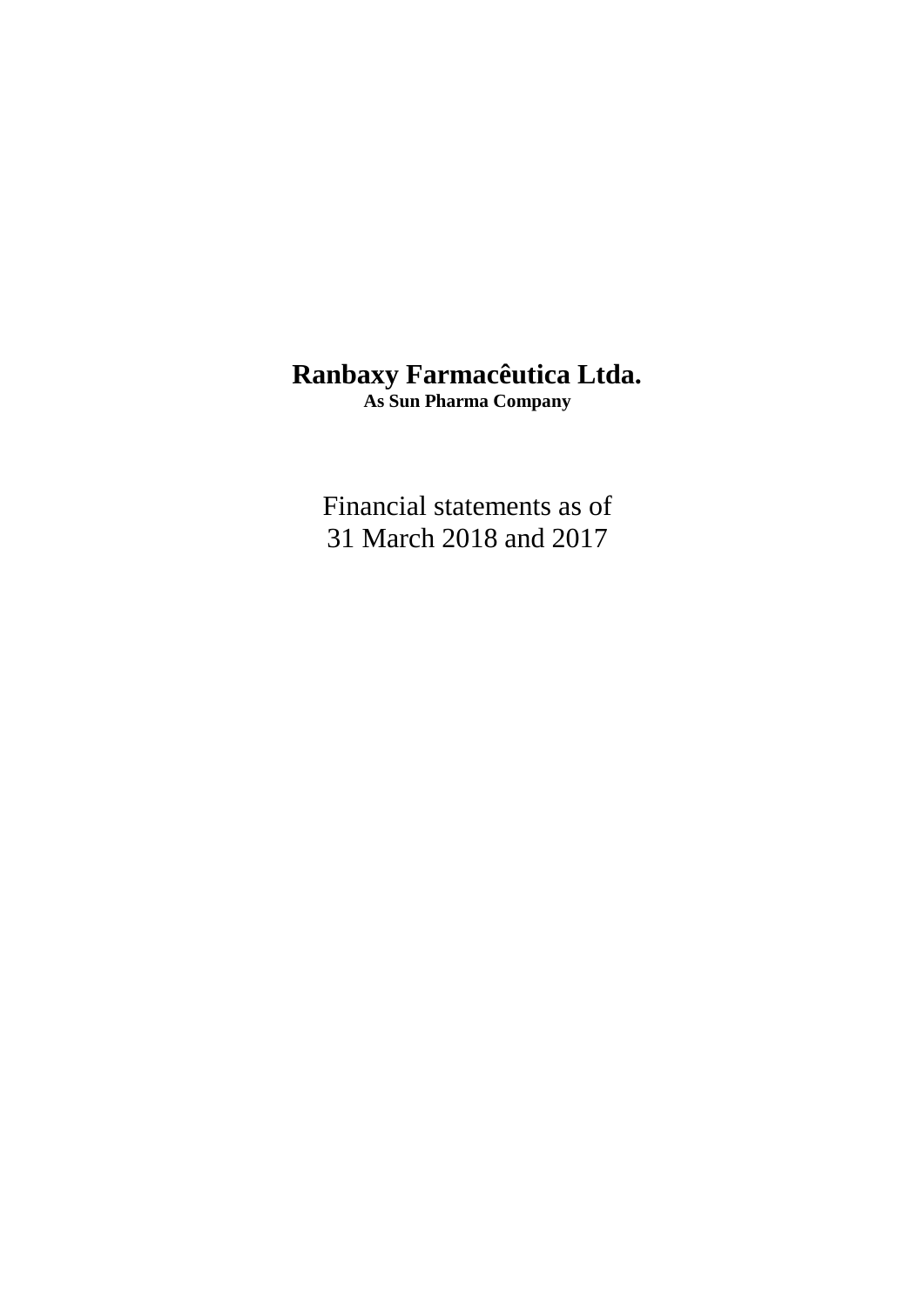# Ranbaxy Farmacêutica Ltda.

**As Sun Pharma Company**

Financial statements as of
31 March 2018 and 2017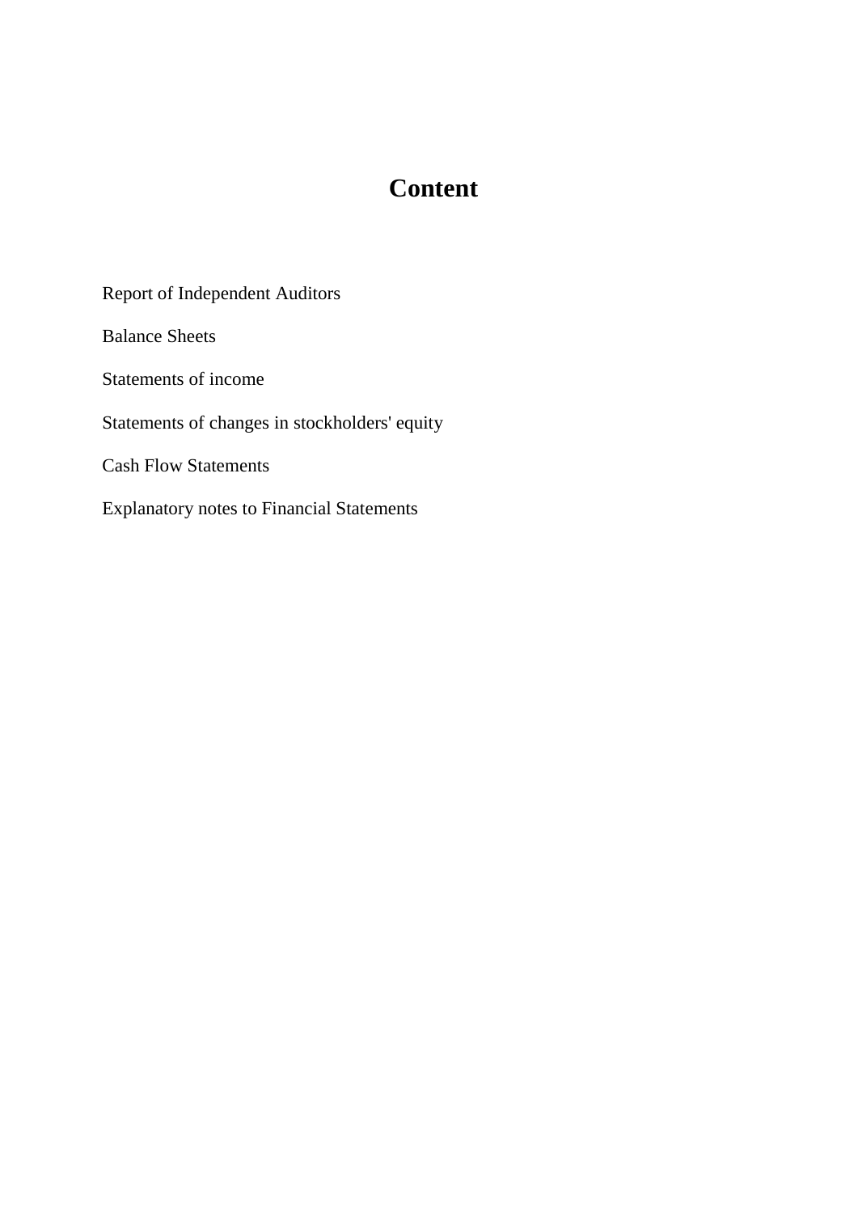# Content

Report of Independent Auditors

Balance Sheets

Statements of income

Statements of changes in stockholders' equity

Cash Flow Statements

Explanatory notes to Financial Statements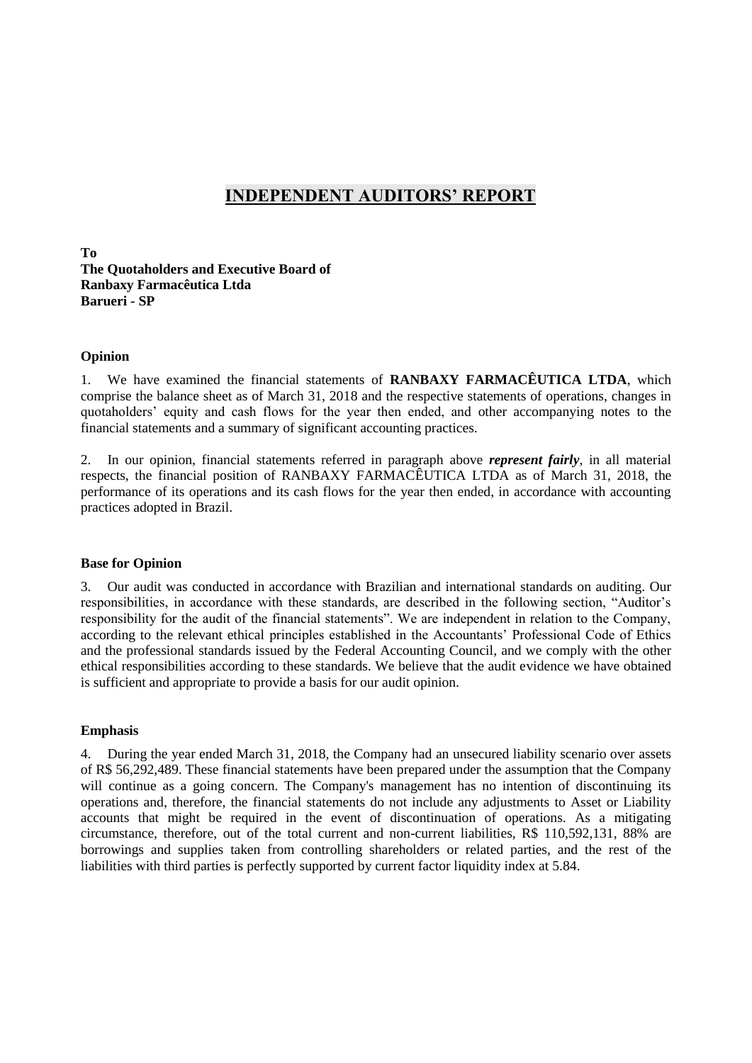# INDEPENDENT AUDITORS' REPORT

**To**
**The Quotaholders and Executive Board of**
**Ranbaxy Farmacêutica Ltda**
**Barueri - SP**

### Opinion

1. We have examined the financial statements of **RANBAXY FARMACÊUTICA LTDA**, which comprise the balance sheet as of March 31, 2018 and the respective statements of operations, changes in quotaholders' equity and cash flows for the year then ended, and other accompanying notes to the financial statements and a summary of significant accounting practices.

2. In our opinion, financial statements referred in paragraph above ***represent fairly***, in all material respects, the financial position of RANBAXY FARMACÊUTICA LTDA as of March 31, 2018, the performance of its operations and its cash flows for the year then ended, in accordance with accounting practices adopted in Brazil.

### Base for Opinion

3. Our audit was conducted in accordance with Brazilian and international standards on auditing. Our responsibilities, in accordance with these standards, are described in the following section, "Auditor's responsibility for the audit of the financial statements". We are independent in relation to the Company, according to the relevant ethical principles established in the Accountants' Professional Code of Ethics and the professional standards issued by the Federal Accounting Council, and we comply with the other ethical responsibilities according to these standards. We believe that the audit evidence we have obtained is sufficient and appropriate to provide a basis for our audit opinion.

### Emphasis

4. During the year ended March 31, 2018, the Company had an unsecured liability scenario over assets of R$ 56,292,489. These financial statements have been prepared under the assumption that the Company will continue as a going concern. The Company's management has no intention of discontinuing its operations and, therefore, the financial statements do not include any adjustments to Asset or Liability accounts that might be required in the event of discontinuation of operations. As a mitigating circumstance, therefore, out of the total current and non-current liabilities, R$ 110,592,131, 88% are borrowings and supplies taken from controlling shareholders or related parties, and the rest of the liabilities with third parties is perfectly supported by current factor liquidity index at 5.84.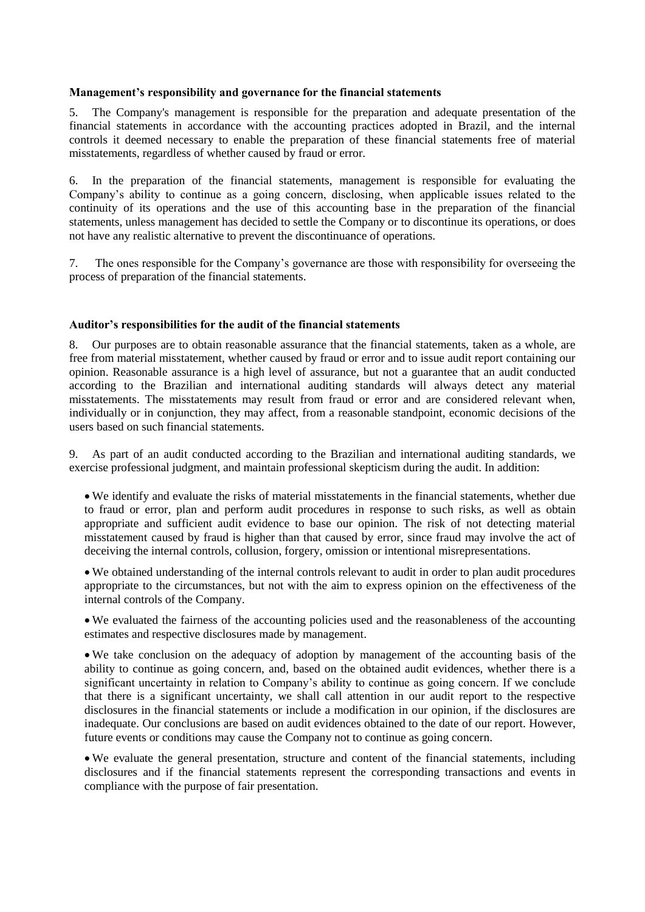**Management's responsibility and governance for the financial statements**

5. The Company's management is responsible for the preparation and adequate presentation of the financial statements in accordance with the accounting practices adopted in Brazil, and the internal controls it deemed necessary to enable the preparation of these financial statements free of material misstatements, regardless of whether caused by fraud or error.

6. In the preparation of the financial statements, management is responsible for evaluating the Company's ability to continue as a going concern, disclosing, when applicable issues related to the continuity of its operations and the use of this accounting base in the preparation of the financial statements, unless management has decided to settle the Company or to discontinue its operations, or does not have any realistic alternative to prevent the discontinuance of operations.

7. The ones responsible for the Company's governance are those with responsibility for overseeing the process of preparation of the financial statements.

**Auditor's responsibilities for the audit of the financial statements**

8. Our purposes are to obtain reasonable assurance that the financial statements, taken as a whole, are free from material misstatement, whether caused by fraud or error and to issue audit report containing our opinion. Reasonable assurance is a high level of assurance, but not a guarantee that an audit conducted according to the Brazilian and international auditing standards will always detect any material misstatements. The misstatements may result from fraud or error and are considered relevant when, individually or in conjunction, they may affect, from a reasonable standpoint, economic decisions of the users based on such financial statements.

9. As part of an audit conducted according to the Brazilian and international auditing standards, we exercise professional judgment, and maintain professional skepticism during the audit. In addition:

- We identify and evaluate the risks of material misstatements in the financial statements, whether due to fraud or error, plan and perform audit procedures in response to such risks, as well as obtain appropriate and sufficient audit evidence to base our opinion. The risk of not detecting material misstatement caused by fraud is higher than that caused by error, since fraud may involve the act of deceiving the internal controls, collusion, forgery, omission or intentional misrepresentations.

- We obtained understanding of the internal controls relevant to audit in order to plan audit procedures appropriate to the circumstances, but not with the aim to express opinion on the effectiveness of the internal controls of the Company.

- We evaluated the fairness of the accounting policies used and the reasonableness of the accounting estimates and respective disclosures made by management.

- We take conclusion on the adequacy of adoption by management of the accounting basis of the ability to continue as going concern, and, based on the obtained audit evidences, whether there is a significant uncertainty in relation to Company's ability to continue as going concern. If we conclude that there is a significant uncertainty, we shall call attention in our audit report to the respective disclosures in the financial statements or include a modification in our opinion, if the disclosures are inadequate. Our conclusions are based on audit evidences obtained to the date of our report. However, future events or conditions may cause the Company not to continue as going concern.

- We evaluate the general presentation, structure and content of the financial statements, including disclosures and if the financial statements represent the corresponding transactions and events in compliance with the purpose of fair presentation.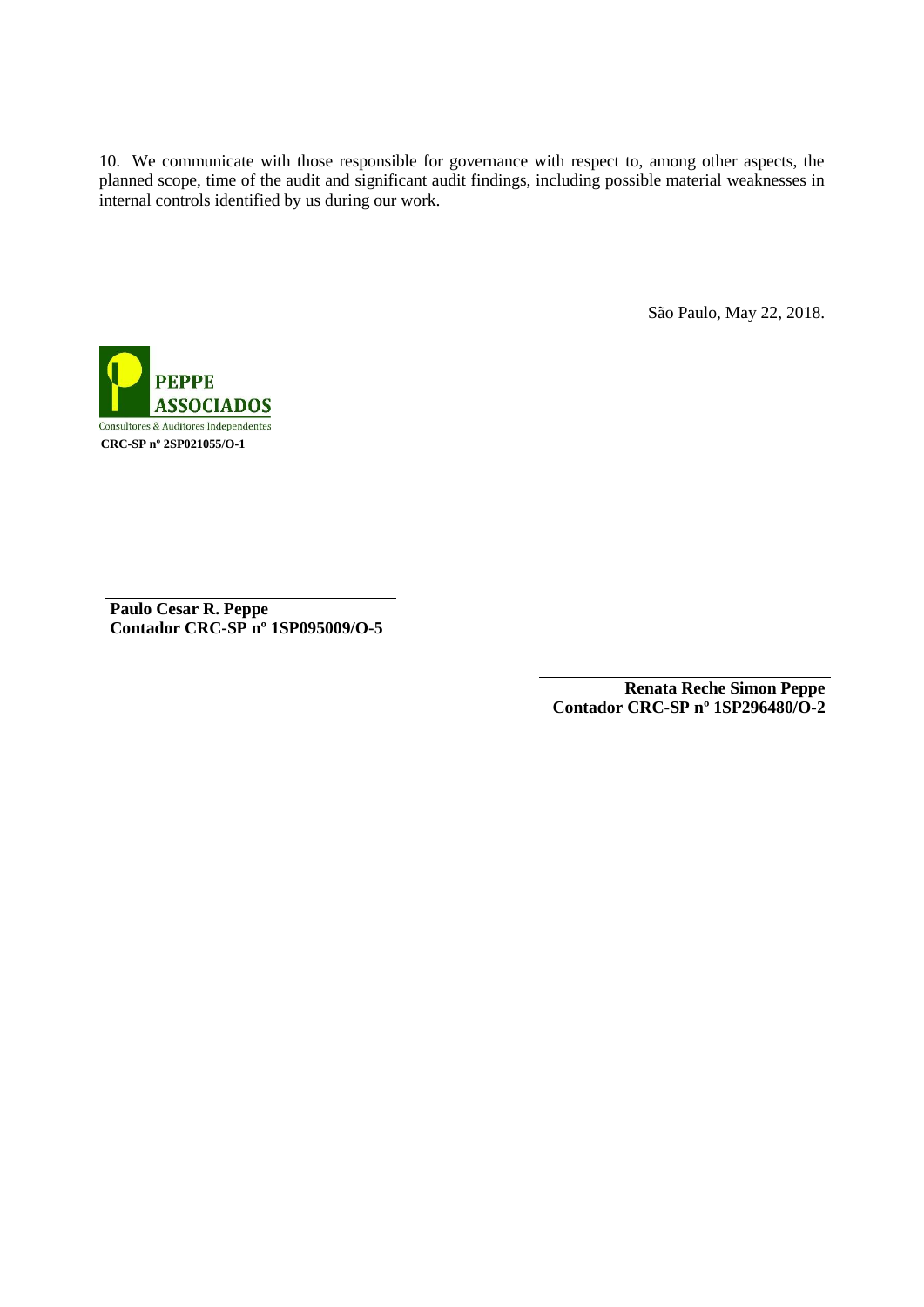10. We communicate with those responsible for governance with respect to, among other aspects, the planned scope, time of the audit and significant audit findings, including possible material weaknesses in internal controls identified by us during our work.

São Paulo, May 22, 2018.

PEPPE ASSOCIADOS
Consultores & Auditores Independentes
**CRC-SP nº 2SP021055/O-1**

**Paulo Cesar R. Peppe**
**Contador CRC-SP nº 1SP095009/O-5**

**Renata Reche Simon Peppe**
**Contador CRC-SP nº 1SP296480/O-2**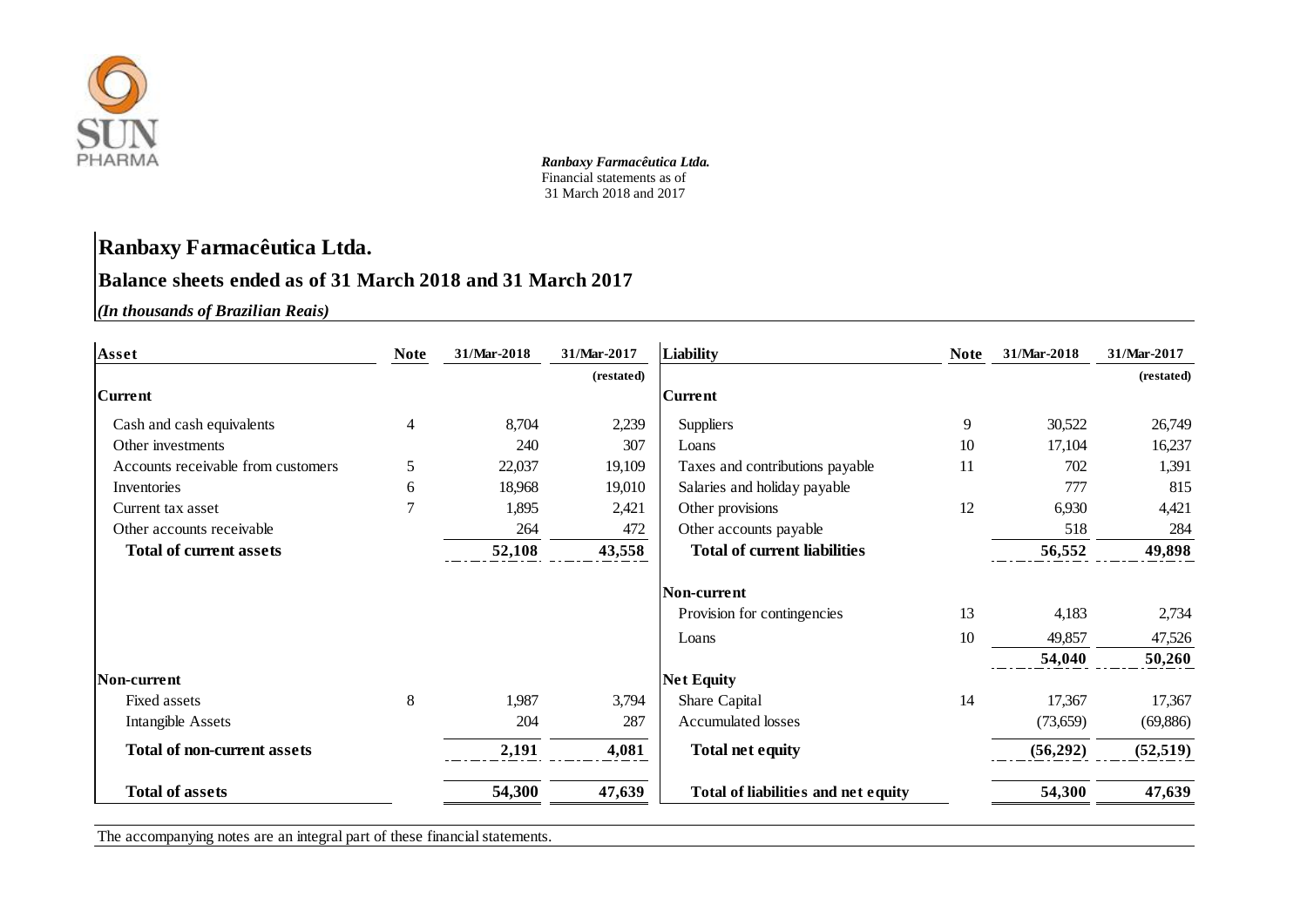*Ranbaxy Farmacêutica Ltda.*
Financial statements as of
31 March 2018 and 2017

## Ranbaxy Farmacêutica Ltda.

### Balance sheets ended as of 31 March 2018 and 31 March 2017

***(In thousands of Brazilian Reais)***

| Asset | Note | 31/Mar-2018 | 31/Mar-2017 | Liability | Note | 31/Mar-2018 | 31/Mar-2017 |
|---|---|---|---|---|---|---|---|
| | | | (restated) | | | | (restated) |
| **Current** | | | | **Current** | | | |
| Cash and cash equivalents | 4 | 8,704 | 2,239 | Suppliers | 9 | 30,522 | 26,749 |
| Other investments | | 240 | 307 | Loans | 10 | 17,104 | 16,237 |
| Accounts receivable from customers | 5 | 22,037 | 19,109 | Taxes and contributions payable | 11 | 702 | 1,391 |
| Inventories | 6 | 18,968 | 19,010 | Salaries and holiday payable | | 777 | 815 |
| Current tax asset | 7 | 1,895 | 2,421 | Other provisions | 12 | 6,930 | 4,421 |
| Other accounts receivable | | 264 | 472 | Other accounts payable | | 518 | 284 |
| **Total of current assets** | | **52,108** | **43,558** | **Total of current liabilities** | | **56,552** | **49,898** |
| | | | | **Non-current** | | | |
| | | | | Provision for contingencies | 13 | 4,183 | 2,734 |
| | | | | Loans | 10 | 49,857 | 47,526 |
| | | | | | | **54,040** | **50,260** |
| **Non-current** | | | | **Net Equity** | | | |
| Fixed assets | 8 | 1,987 | 3,794 | Share Capital | 14 | 17,367 | 17,367 |
| Intangible Assets | | 204 | 287 | Accumulated losses | | (73,659) | (69,886) |
| **Total of non-current assets** | | **2,191** | **4,081** | **Total net equity** | | **(56,292)** | **(52,519)** |
| **Total of assets** | | **54,300** | **47,639** | **Total of liabilities and net equity** | | **54,300** | **47,639** |

The accompanying notes are an integral part of these financial statements.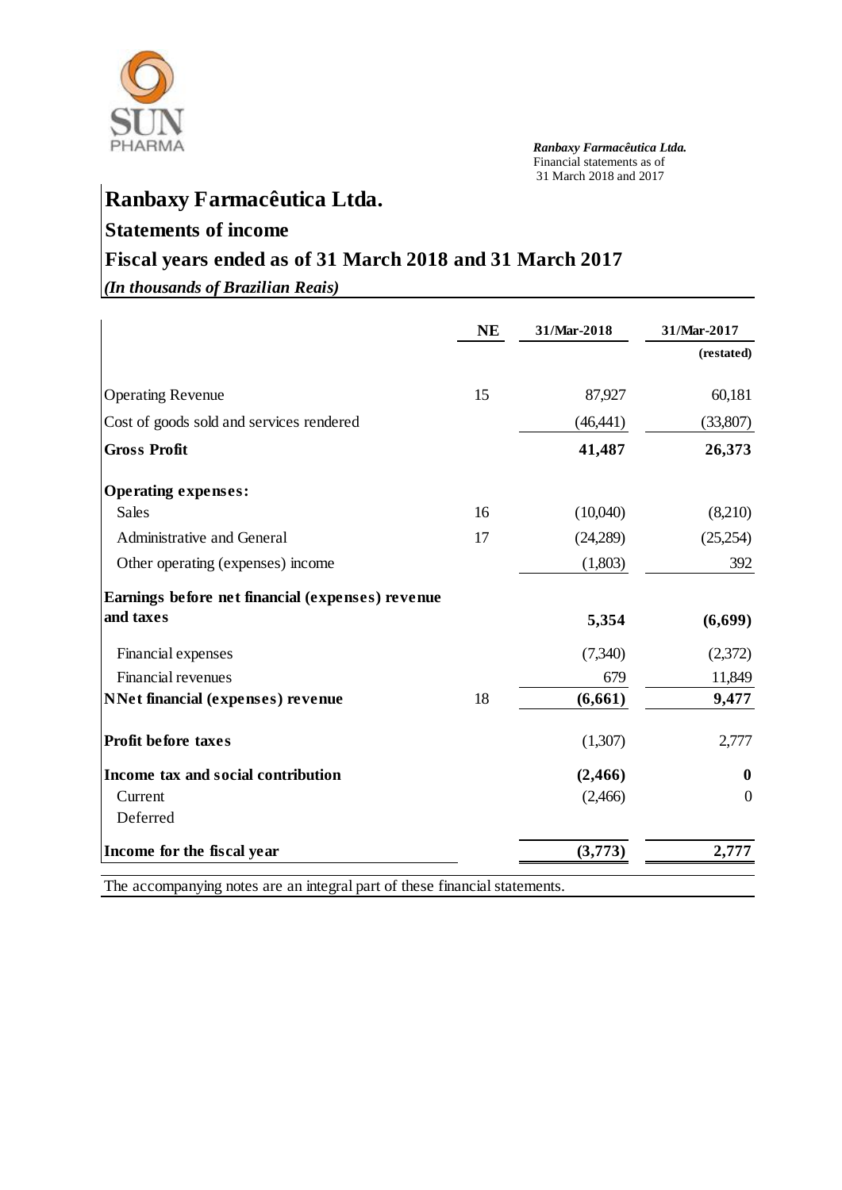# Ranbaxy Farmacêutica Ltda.

## Statements of income

## Fiscal years ended as of 31 March 2018 and 31 March 2017

*(In thousands of Brazilian Reais)*

| | NE | 31/Mar-2018 | 31/Mar-2017 |
|---|---|---|---|
| | | | (restated) |
| Operating Revenue | 15 | 87,927 | 60,181 |
| Cost of goods sold and services rendered | | (46,441) | (33,807) |
| **Gross Profit** | | **41,487** | **26,373** |
| **Operating expenses:** | | | |
| Sales | 16 | (10,040) | (8,210) |
| Administrative and General | 17 | (24,289) | (25,254) |
| Other operating (expenses) income | | (1,803) | 392 |
| **Earnings before net financial (expenses) revenue and taxes** | | **5,354** | **(6,699)** |
| Financial expenses | | (7,340) | (2,372) |
| Financial revenues | | 679 | 11,849 |
| **NNet financial (expenses) revenue** | 18 | **(6,661)** | **9,477** |
| **Profit before taxes** | | (1,307) | 2,777 |
| **Income tax and social contribution** | | **(2,466)** | **0** |
| Current | | (2,466) | 0 |
| Deferred | | | |
| **Income for the fiscal year** | | **(3,773)** | **2,777** |

The accompanying notes are an integral part of these financial statements.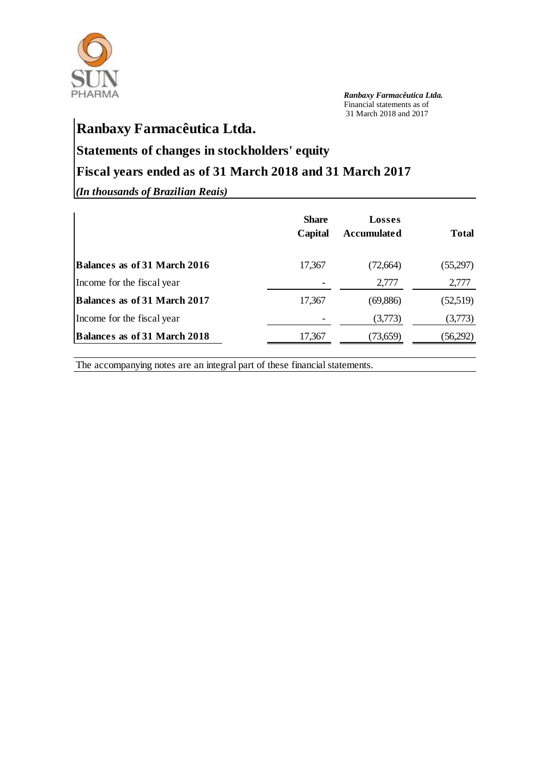# Ranbaxy Farmacêutica Ltda.

## Statements of changes in stockholders' equity

## Fiscal years ended as of 31 March 2018 and 31 March 2017

*(In thousands of Brazilian Reais)*

| | Share Capital | Losses Accumulated | Total |
|---|---|---|---|
| **Balances as of 31 March 2016** | 17,367 | (72,664) | (55,297) |
| Income for the fiscal year | - | 2,777 | 2,777 |
| **Balances as of 31 March 2017** | 17,367 | (69,886) | (52,519) |
| Income for the fiscal year | - | (3,773) | (3,773) |
| **Balances as of 31 March 2018** | 17,367 | (73,659) | (56,292) |

The accompanying notes are an integral part of these financial statements.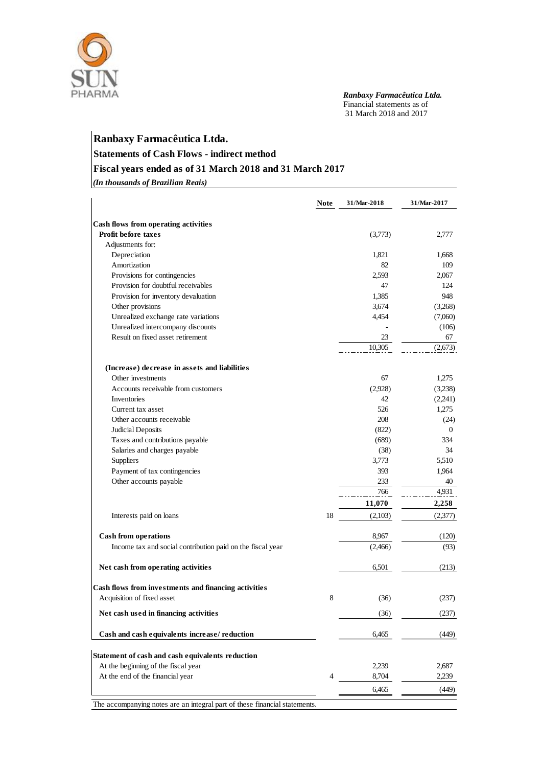*Ranbaxy Farmacêutica Ltda.*
Financial statements as of
31 March 2018 and 2017

# Ranbaxy Farmacêutica Ltda.

## Statements of Cash Flows - indirect method

## Fiscal years ended as of 31 March 2018 and 31 March 2017

*(In thousands of Brazilian Reais)*

| | Note | 31/Mar-2018 | 31/Mar-2017 |
|---|---|---|---|
| **Cash flows from operating activities** | | | |
| **Profit before taxes** | | (3,773) | 2,777 |
| Adjustments for: | | | |
| Depreciation | | 1,821 | 1,668 |
| Amortization | | 82 | 109 |
| Provisions for contingencies | | 2,593 | 2,067 |
| Provision for doubtful receivables | | 47 | 124 |
| Provision for inventory devaluation | | 1,385 | 948 |
| Other provisions | | 3,674 | (3,268) |
| Unrealized exchange rate variations | | 4,454 | (7,060) |
| Unrealized intercompany discounts | | - | (106) |
| Result on fixed asset retirement | | 23 | 67 |
| | | 10,305 | (2,673) |
| **(Increase) decrease in assets and liabilities** | | | |
| Other investments | | 67 | 1,275 |
| Accounts receivable from customers | | (2,928) | (3,238) |
| Inventories | | 42 | (2,241) |
| Current tax asset | | 526 | 1,275 |
| Other accounts receivable | | 208 | (24) |
| Judicial Deposits | | (822) | 0 |
| Taxes and contributions payable | | (689) | 334 |
| Salaries and charges payable | | (38) | 34 |
| Suppliers | | 3,773 | 5,510 |
| Payment of tax contingencies | | 393 | 1,964 |
| Other accounts payable | | 233 | 40 |
| | | 766 | 4,931 |
| | | **11,070** | **2,258** |
| Interests paid on loans | 18 | (2,103) | (2,377) |
| **Cash from operations** | | 8,967 | (120) |
| Income tax and social contribution paid on the fiscal year | | (2,466) | (93) |
| **Net cash from operating activities** | | 6,501 | (213) |
| **Cash flows from investments and financing activities** | | | |
| Acquisition of fixed asset | 8 | (36) | (237) |
| **Net cash used in financing activities** | | (36) | (237) |
| **Cash and cash equivalents increase/ reduction** | | 6,465 | (449) |
| **Statement of cash and cash equivalents reduction** | | | |
| At the beginning of the fiscal year | | 2,239 | 2,687 |
| At the end of the financial year | 4 | 8,704 | 2,239 |
| | | 6,465 | (449) |

The accompanying notes are an integral part of these financial statements.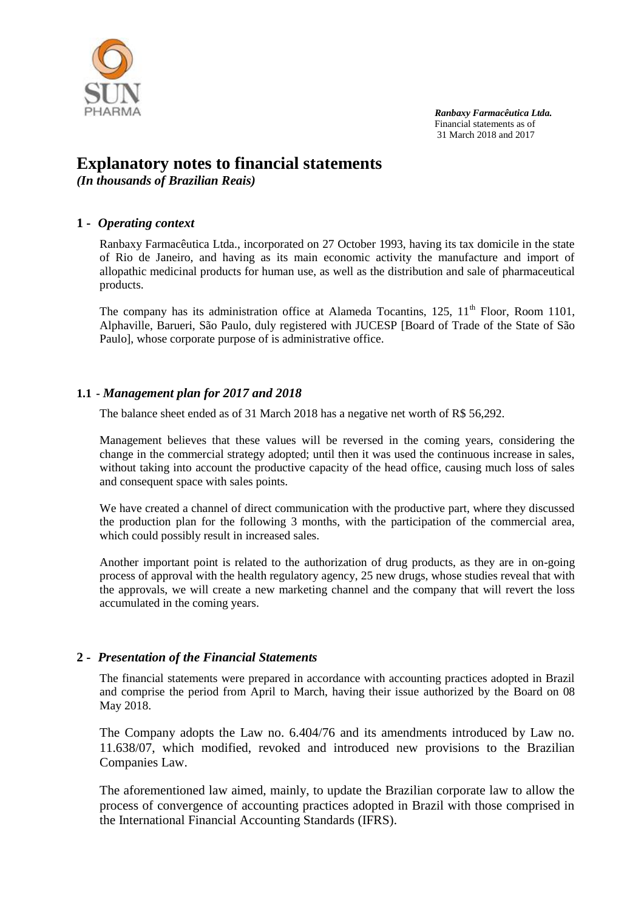# Explanatory notes to financial statements

*(In thousands of Brazilian Reais)*

## 1 - *Operating context*

Ranbaxy Farmacêutica Ltda., incorporated on 27 October 1993, having its tax domicile in the state of Rio de Janeiro, and having as its main economic activity the manufacture and import of allopathic medicinal products for human use, as well as the distribution and sale of pharmaceutical products.

The company has its administration office at Alameda Tocantins, 125, 11th Floor, Room 1101, Alphaville, Barueri, São Paulo, duly registered with JUCESP [Board of Trade of the State of São Paulo], whose corporate purpose of is administrative office.

### 1.1 - *Management plan for 2017 and 2018*

The balance sheet ended as of 31 March 2018 has a negative net worth of R$ 56,292.

Management believes that these values will be reversed in the coming years, considering the change in the commercial strategy adopted; until then it was used the continuous increase in sales, without taking into account the productive capacity of the head office, causing much loss of sales and consequent space with sales points.

We have created a channel of direct communication with the productive part, where they discussed the production plan for the following 3 months, with the participation of the commercial area, which could possibly result in increased sales.

Another important point is related to the authorization of drug products, as they are in on-going process of approval with the health regulatory agency, 25 new drugs, whose studies reveal that with the approvals, we will create a new marketing channel and the company that will revert the loss accumulated in the coming years.

## 2 - *Presentation of the Financial Statements*

The financial statements were prepared in accordance with accounting practices adopted in Brazil and comprise the period from April to March, having their issue authorized by the Board on 08 May 2018.

The Company adopts the Law no. 6.404/76 and its amendments introduced by Law no. 11.638/07, which modified, revoked and introduced new provisions to the Brazilian Companies Law.

The aforementioned law aimed, mainly, to update the Brazilian corporate law to allow the process of convergence of accounting practices adopted in Brazil with those comprised in the International Financial Accounting Standards (IFRS).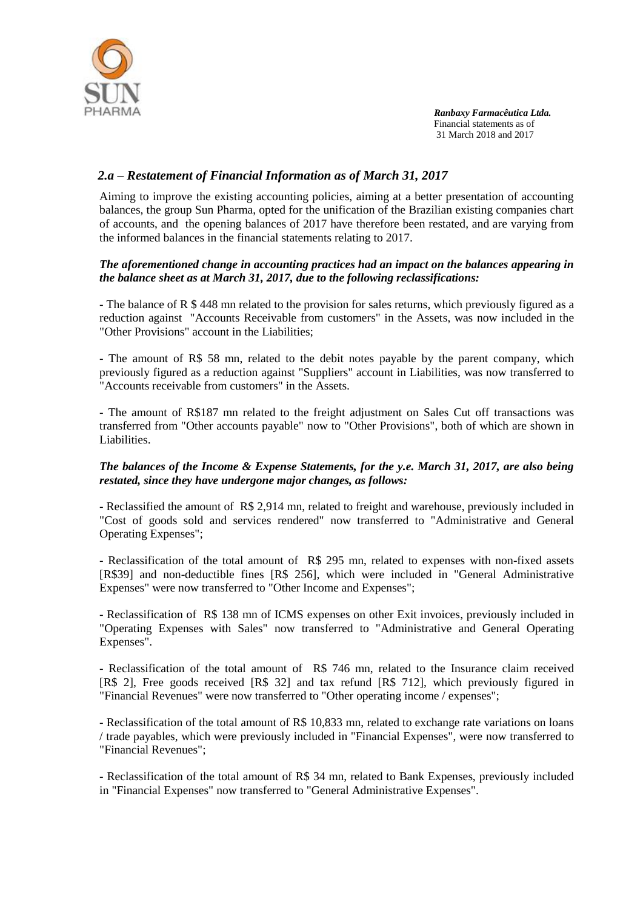## *2.a – Restatement of Financial Information as of March 31, 2017*

Aiming to improve the existing accounting policies, aiming at a better presentation of accounting balances, the group Sun Pharma, opted for the unification of the Brazilian existing companies chart of accounts, and the opening balances of 2017 have therefore been restated, and are varying from the informed balances in the financial statements relating to 2017.

***The aforementioned change in accounting practices had an impact on the balances appearing in the balance sheet as at March 31, 2017, due to the following reclassifications:***

- The balance of R $ 448 mn related to the provision for sales returns, which previously figured as a reduction against "Accounts Receivable from customers" in the Assets, was now included in the "Other Provisions" account in the Liabilities;

- The amount of R$ 58 mn, related to the debit notes payable by the parent company, which previously figured as a reduction against "Suppliers" account in Liabilities, was now transferred to "Accounts receivable from customers" in the Assets.

- The amount of R$187 mn related to the freight adjustment on Sales Cut off transactions was transferred from "Other accounts payable" now to "Other Provisions", both of which are shown in Liabilities.

***The balances of the Income & Expense Statements, for the y.e. March 31, 2017, are also being restated, since they have undergone major changes, as follows:***

- Reclassified the amount of R$ 2,914 mn, related to freight and warehouse, previously included in "Cost of goods sold and services rendered" now transferred to "Administrative and General Operating Expenses";

- Reclassification of the total amount of R$ 295 mn, related to expenses with non-fixed assets [R$39] and non-deductible fines [R$ 256], which were included in "General Administrative Expenses" were now transferred to "Other Income and Expenses";

- Reclassification of R$ 138 mn of ICMS expenses on other Exit invoices, previously included in "Operating Expenses with Sales" now transferred to "Administrative and General Operating Expenses".

- Reclassification of the total amount of R$ 746 mn, related to the Insurance claim received [R$ 2], Free goods received [R$ 32] and tax refund [R$ 712], which previously figured in "Financial Revenues" were now transferred to "Other operating income / expenses";

- Reclassification of the total amount of R$ 10,833 mn, related to exchange rate variations on loans / trade payables, which were previously included in "Financial Expenses", were now transferred to "Financial Revenues";

- Reclassification of the total amount of R$ 34 mn, related to Bank Expenses, previously included in "Financial Expenses" now transferred to "General Administrative Expenses".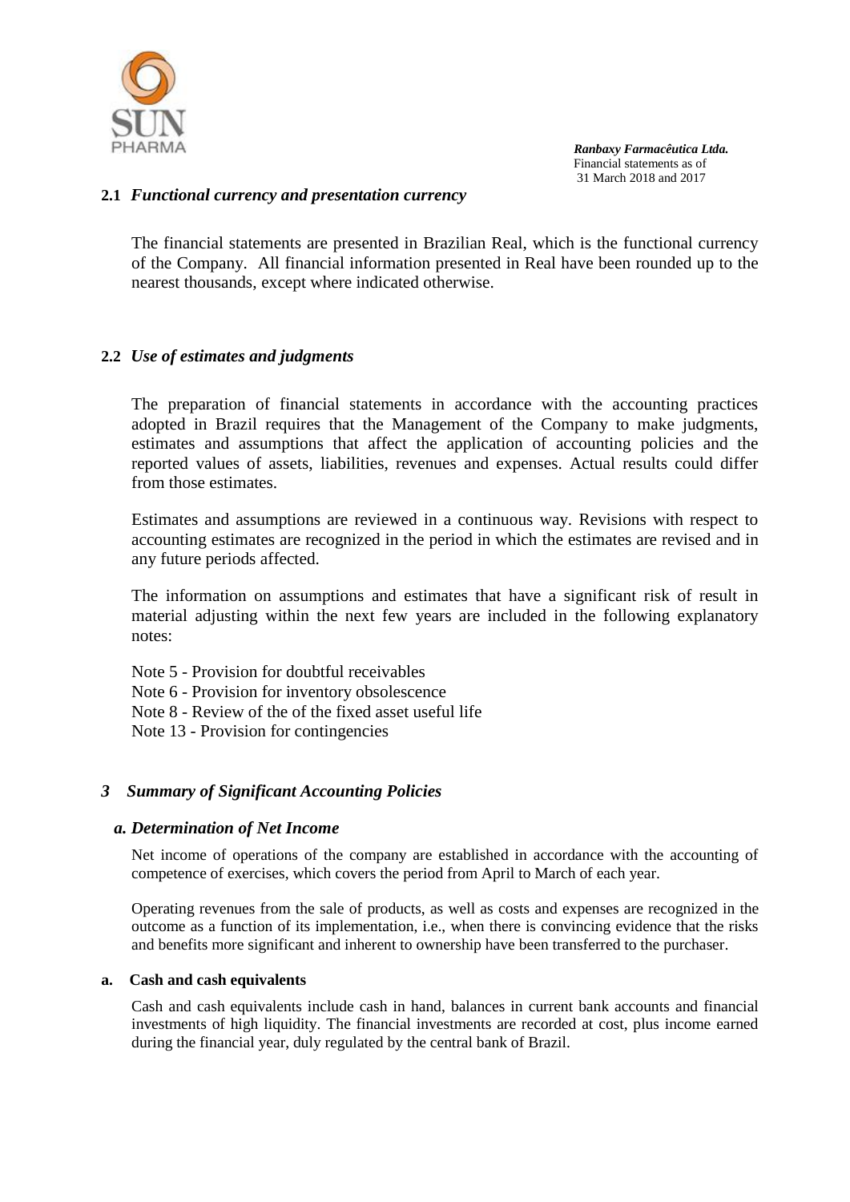## 2.1 *Functional currency and presentation currency*

The financial statements are presented in Brazilian Real, which is the functional currency of the Company. All financial information presented in Real have been rounded up to the nearest thousands, except where indicated otherwise.

## 2.2 *Use of estimates and judgments*

The preparation of financial statements in accordance with the accounting practices adopted in Brazil requires that the Management of the Company to make judgments, estimates and assumptions that affect the application of accounting policies and the reported values of assets, liabilities, revenues and expenses. Actual results could differ from those estimates.

Estimates and assumptions are reviewed in a continuous way. Revisions with respect to accounting estimates are recognized in the period in which the estimates are revised and in any future periods affected.

The information on assumptions and estimates that have a significant risk of result in material adjusting within the next few years are included in the following explanatory notes:

Note 5 - Provision for doubtful receivables
Note 6 - Provision for inventory obsolescence
Note 8 - Review of the of the fixed asset useful life
Note 13 - Provision for contingencies

# *3 Summary of Significant Accounting Policies*

### *a. Determination of Net Income*

Net income of operations of the company are established in accordance with the accounting of competence of exercises, which covers the period from April to March of each year.

Operating revenues from the sale of products, as well as costs and expenses are recognized in the outcome as a function of its implementation, i.e., when there is convincing evidence that the risks and benefits more significant and inherent to ownership have been transferred to the purchaser.

**a. Cash and cash equivalents**

Cash and cash equivalents include cash in hand, balances in current bank accounts and financial investments of high liquidity. The financial investments are recorded at cost, plus income earned during the financial year, duly regulated by the central bank of Brazil.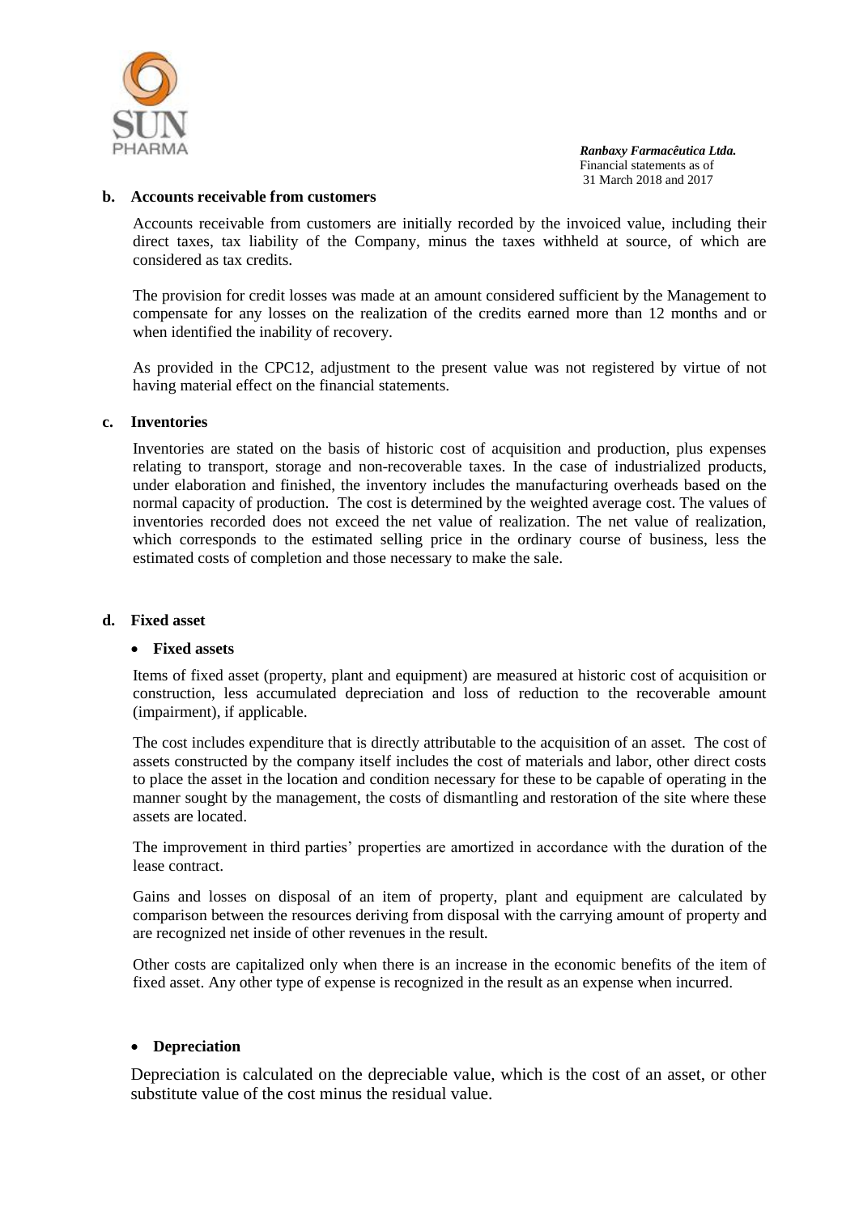**b. Accounts receivable from customers**

Accounts receivable from customers are initially recorded by the invoiced value, including their direct taxes, tax liability of the Company, minus the taxes withheld at source, of which are considered as tax credits.

The provision for credit losses was made at an amount considered sufficient by the Management to compensate for any losses on the realization of the credits earned more than 12 months and or when identified the inability of recovery.

As provided in the CPC12, adjustment to the present value was not registered by virtue of not having material effect on the financial statements.

**c. Inventories**

Inventories are stated on the basis of historic cost of acquisition and production, plus expenses relating to transport, storage and non-recoverable taxes. In the case of industrialized products, under elaboration and finished, the inventory includes the manufacturing overheads based on the normal capacity of production. The cost is determined by the weighted average cost. The values of inventories recorded does not exceed the net value of realization. The net value of realization, which corresponds to the estimated selling price in the ordinary course of business, less the estimated costs of completion and those necessary to make the sale.

**d. Fixed asset**

- **Fixed assets**

Items of fixed asset (property, plant and equipment) are measured at historic cost of acquisition or construction, less accumulated depreciation and loss of reduction to the recoverable amount (impairment), if applicable.

The cost includes expenditure that is directly attributable to the acquisition of an asset. The cost of assets constructed by the company itself includes the cost of materials and labor, other direct costs to place the asset in the location and condition necessary for these to be capable of operating in the manner sought by the management, the costs of dismantling and restoration of the site where these assets are located.

The improvement in third parties' properties are amortized in accordance with the duration of the lease contract.

Gains and losses on disposal of an item of property, plant and equipment are calculated by comparison between the resources deriving from disposal with the carrying amount of property and are recognized net inside of other revenues in the result.

Other costs are capitalized only when there is an increase in the economic benefits of the item of fixed asset. Any other type of expense is recognized in the result as an expense when incurred.

- **Depreciation**

Depreciation is calculated on the depreciable value, which is the cost of an asset, or other substitute value of the cost minus the residual value.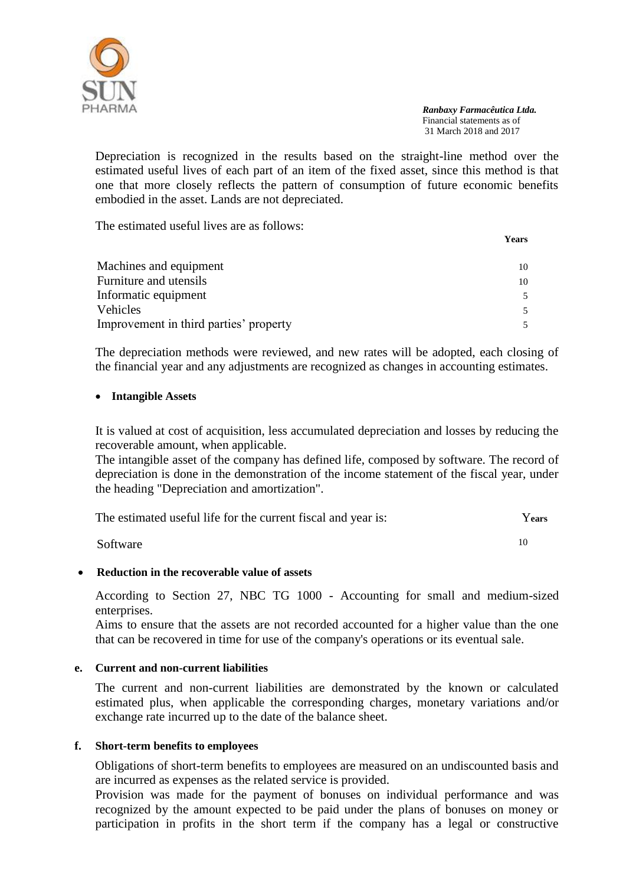Depreciation is recognized in the results based on the straight-line method over the estimated useful lives of each part of an item of the fixed asset, since this method is that one that more closely reflects the pattern of consumption of future economic benefits embodied in the asset. Lands are not depreciated.

The estimated useful lives are as follows:

| | Years |
|---|---|
| Machines and equipment | 10 |
| Furniture and utensils | 10 |
| Informatic equipment | 5 |
| Vehicles | 5 |
| Improvement in third parties' property | 5 |

The depreciation methods were reviewed, and new rates will be adopted, each closing of the financial year and any adjustments are recognized as changes in accounting estimates.

- **Intangible Assets**

It is valued at cost of acquisition, less accumulated depreciation and losses by reducing the recoverable amount, when applicable.
The intangible asset of the company has defined life, composed by software. The record of depreciation is done in the demonstration of the income statement of the fiscal year, under the heading "Depreciation and amortization".

| The estimated useful life for the current fiscal and year is: | Years |
|---|---|
| Software | 10 |

- **Reduction in the recoverable value of assets**

According to Section 27, NBC TG 1000 - Accounting for small and medium-sized enterprises.
Aims to ensure that the assets are not recorded accounted for a higher value than the one that can be recovered in time for use of the company's operations or its eventual sale.

**e. Current and non-current liabilities**

The current and non-current liabilities are demonstrated by the known or calculated estimated plus, when applicable the corresponding charges, monetary variations and/or exchange rate incurred up to the date of the balance sheet.

**f. Short-term benefits to employees**

Obligations of short-term benefits to employees are measured on an undiscounted basis and are incurred as expenses as the related service is provided.
Provision was made for the payment of bonuses on individual performance and was recognized by the amount expected to be paid under the plans of bonuses on money or participation in profits in the short term if the company has a legal or constructive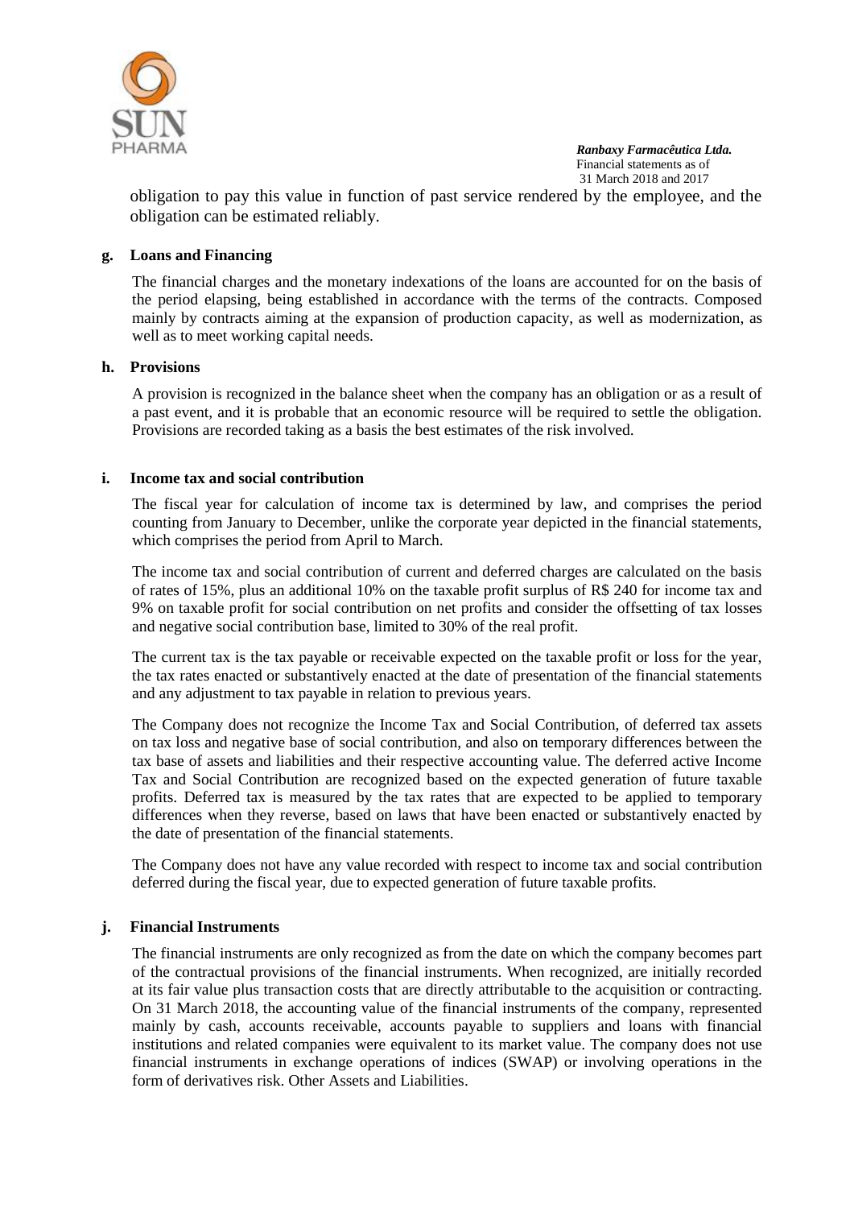obligation to pay this value in function of past service rendered by the employee, and the obligation can be estimated reliably.

**g. Loans and Financing**

The financial charges and the monetary indexations of the loans are accounted for on the basis of the period elapsing, being established in accordance with the terms of the contracts. Composed mainly by contracts aiming at the expansion of production capacity, as well as modernization, as well as to meet working capital needs.

**h. Provisions**

A provision is recognized in the balance sheet when the company has an obligation or as a result of a past event, and it is probable that an economic resource will be required to settle the obligation. Provisions are recorded taking as a basis the best estimates of the risk involved.

**i. Income tax and social contribution**

The fiscal year for calculation of income tax is determined by law, and comprises the period counting from January to December, unlike the corporate year depicted in the financial statements, which comprises the period from April to March.

The income tax and social contribution of current and deferred charges are calculated on the basis of rates of 15%, plus an additional 10% on the taxable profit surplus of R$ 240 for income tax and 9% on taxable profit for social contribution on net profits and consider the offsetting of tax losses and negative social contribution base, limited to 30% of the real profit.

The current tax is the tax payable or receivable expected on the taxable profit or loss for the year, the tax rates enacted or substantively enacted at the date of presentation of the financial statements and any adjustment to tax payable in relation to previous years.

The Company does not recognize the Income Tax and Social Contribution, of deferred tax assets on tax loss and negative base of social contribution, and also on temporary differences between the tax base of assets and liabilities and their respective accounting value. The deferred active Income Tax and Social Contribution are recognized based on the expected generation of future taxable profits. Deferred tax is measured by the tax rates that are expected to be applied to temporary differences when they reverse, based on laws that have been enacted or substantively enacted by the date of presentation of the financial statements.

The Company does not have any value recorded with respect to income tax and social contribution deferred during the fiscal year, due to expected generation of future taxable profits.

**j. Financial Instruments**

The financial instruments are only recognized as from the date on which the company becomes part of the contractual provisions of the financial instruments. When recognized, are initially recorded at its fair value plus transaction costs that are directly attributable to the acquisition or contracting. On 31 March 2018, the accounting value of the financial instruments of the company, represented mainly by cash, accounts receivable, accounts payable to suppliers and loans with financial institutions and related companies were equivalent to its market value. The company does not use financial instruments in exchange operations of indices (SWAP) or involving operations in the form of derivatives risk. Other Assets and Liabilities.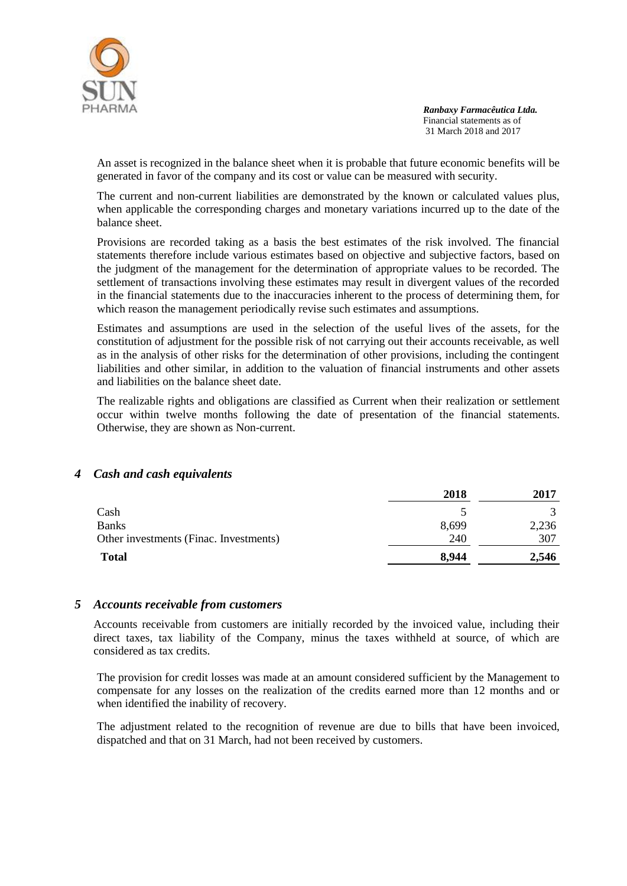An asset is recognized in the balance sheet when it is probable that future economic benefits will be generated in favor of the company and its cost or value can be measured with security.

The current and non-current liabilities are demonstrated by the known or calculated values plus, when applicable the corresponding charges and monetary variations incurred up to the date of the balance sheet.

Provisions are recorded taking as a basis the best estimates of the risk involved. The financial statements therefore include various estimates based on objective and subjective factors, based on the judgment of the management for the determination of appropriate values to be recorded. The settlement of transactions involving these estimates may result in divergent values of the recorded in the financial statements due to the inaccuracies inherent to the process of determining them, for which reason the management periodically revise such estimates and assumptions.

Estimates and assumptions are used in the selection of the useful lives of the assets, for the constitution of adjustment for the possible risk of not carrying out their accounts receivable, as well as in the analysis of other risks for the determination of other provisions, including the contingent liabilities and other similar, in addition to the valuation of financial instruments and other assets and liabilities on the balance sheet date.

The realizable rights and obligations are classified as Current when their realization or settlement occur within twelve months following the date of presentation of the financial statements. Otherwise, they are shown as Non-current.

## 4 *Cash and cash equivalents*

| | **2018** | **2017** |
|---|---|---|
| Cash | 5 | 3 |
| Banks | 8,699 | 2,236 |
| Other investments (Finac. Investments) | 240 | 307 |
| **Total** | **8,944** | **2,546** |

## 5 *Accounts receivable from customers*

Accounts receivable from customers are initially recorded by the invoiced value, including their direct taxes, tax liability of the Company, minus the taxes withheld at source, of which are considered as tax credits.

The provision for credit losses was made at an amount considered sufficient by the Management to compensate for any losses on the realization of the credits earned more than 12 months and or when identified the inability of recovery.

The adjustment related to the recognition of revenue are due to bills that have been invoiced, dispatched and that on 31 March, had not been received by customers.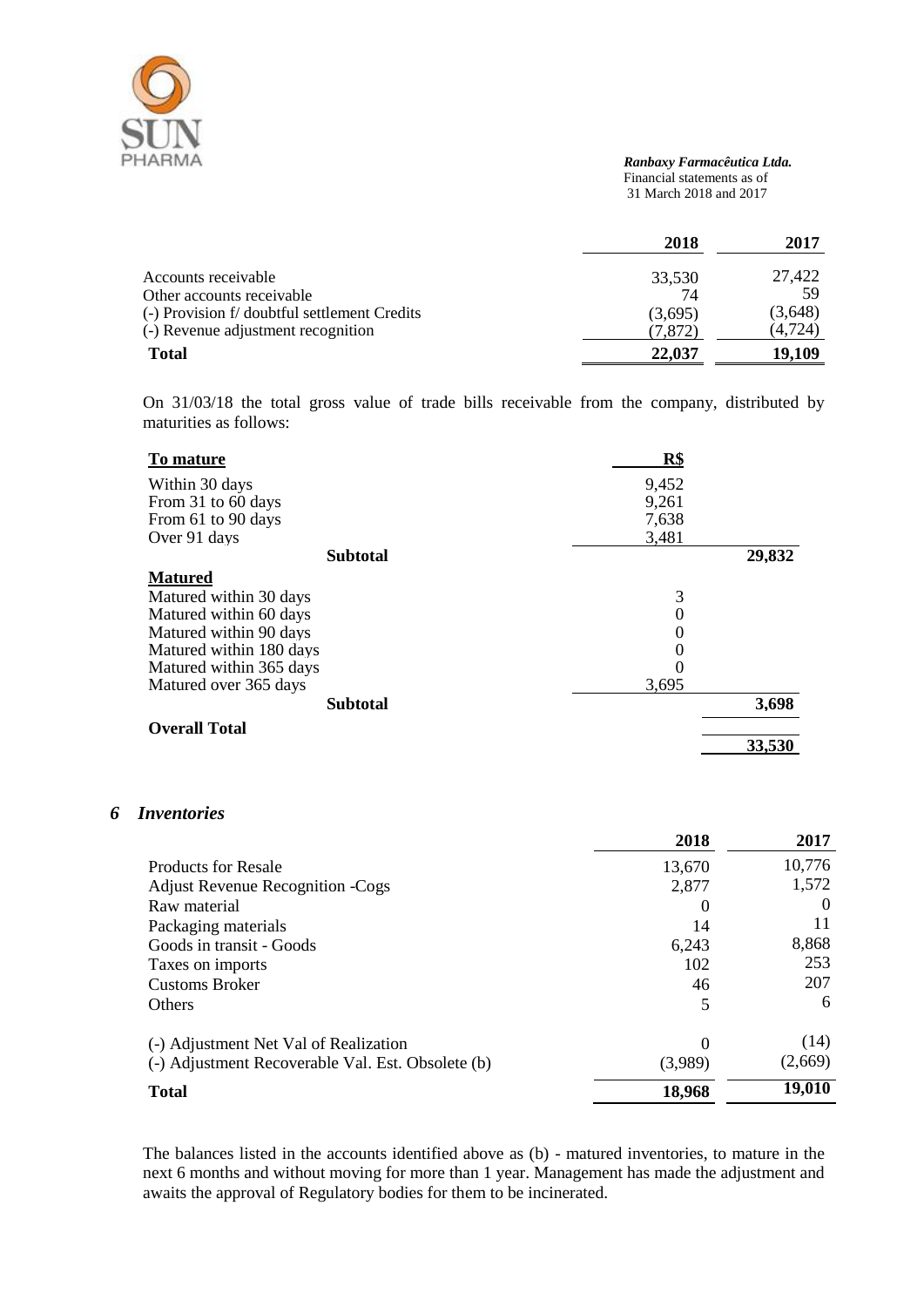| | 2018 | 2017 |
|---|---|---|
| Accounts receivable | 33,530 | 27,422 |
| Other accounts receivable | 74 | 59 |
| (-) Provision f/ doubtful settlement Credits | (3,695) | (3,648) |
| (-) Revenue adjustment recognition | (7,872) | (4,724) |
| **Total** | **22,037** | **19,109** |

On 31/03/18 the total gross value of trade bills receivable from the company, distributed by maturities as follows:

| **To mature** | **R$** | |
|---|---|---|
| Within 30 days | 9,452 | |
| From 31 to 60 days | 9,261 | |
| From 61 to 90 days | 7,638 | |
| Over 91 days | 3,481 | |
| **Subtotal** | | **29,832** |
| **Matured** | | |
| Matured within 30 days | 3 | |
| Matured within 60 days | 0 | |
| Matured within 90 days | 0 | |
| Matured within 180 days | 0 | |
| Matured within 365 days | 0 | |
| Matured over 365 days | 3,695 | |
| **Subtotal** | | **3,698** |
| **Overall Total** | | **33,530** |

## 6 *Inventories*

| | 2018 | 2017 |
|---|---|---|
| Products for Resale | 13,670 | 10,776 |
| Adjust Revenue Recognition -Cogs | 2,877 | 1,572 |
| Raw material | 0 | 0 |
| Packaging materials | 14 | 11 |
| Goods in transit - Goods | 6,243 | 8,868 |
| Taxes on imports | 102 | 253 |
| Customs Broker | 46 | 207 |
| Others | 5 | 6 |
| (-) Adjustment Net Val of Realization | 0 | (14) |
| (-) Adjustment Recoverable Val. Est. Obsolete (b) | (3,989) | (2,669) |
| **Total** | **18,968** | **19,010** |

The balances listed in the accounts identified above as (b) - matured inventories, to mature in the next 6 months and without moving for more than 1 year. Management has made the adjustment and awaits the approval of Regulatory bodies for them to be incinerated.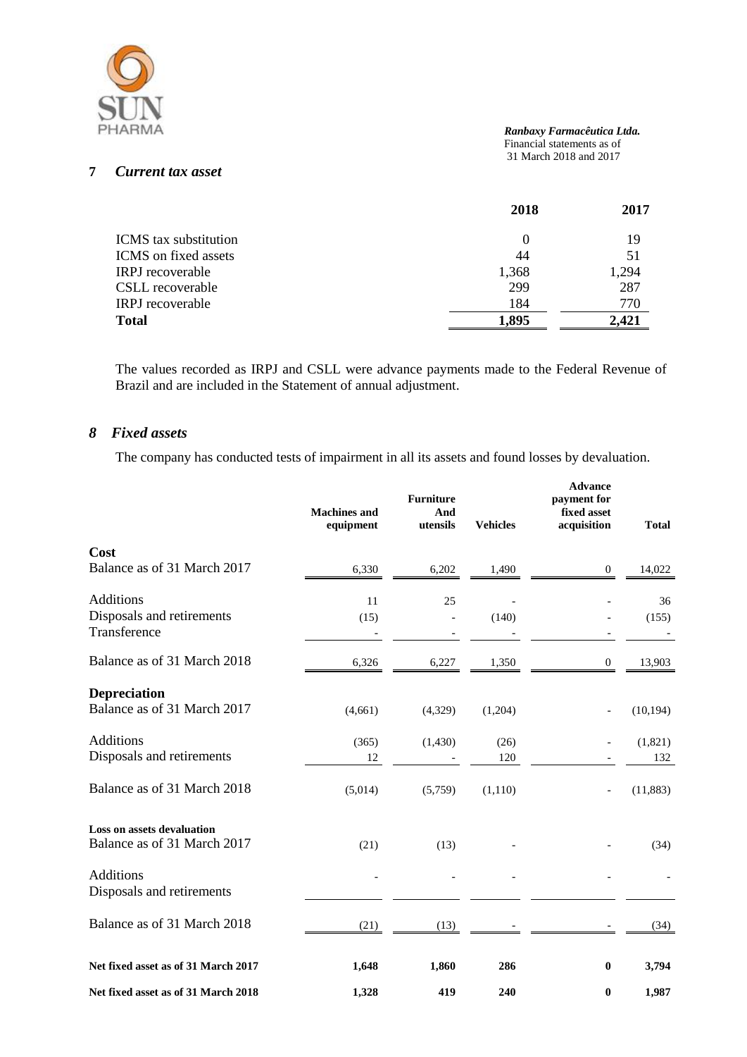## 7 *Current tax asset*

| | 2018 | 2017 |
|---|---|---|
| ICMS tax substitution | 0 | 19 |
| ICMS on fixed assets | 44 | 51 |
| IRPJ recoverable | 1,368 | 1,294 |
| CSLL recoverable | 299 | 287 |
| IRPJ recoverable | 184 | 770 |
| **Total** | **1,895** | **2,421** |

The values recorded as IRPJ and CSLL were advance payments made to the Federal Revenue of Brazil and are included in the Statement of annual adjustment.

## *8 Fixed assets*

The company has conducted tests of impairment in all its assets and found losses by devaluation.

| | Machines and equipment | Furniture And utensils | Vehicles | Advance payment for fixed asset acquisition | Total |
|---|---|---|---|---|---|
| **Cost** | | | | | |
| Balance as of 31 March 2017 | 6,330 | 6,202 | 1,490 | 0 | 14,022 |
| Additions | 11 | 25 | - | - | 36 |
| Disposals and retirements | (15) | - | (140) | - | (155) |
| Transference | - | - | - | - | - |
| Balance as of 31 March 2018 | 6,326 | 6,227 | 1,350 | 0 | 13,903 |
| **Depreciation** | | | | | |
| Balance as of 31 March 2017 | (4,661) | (4,329) | (1,204) | - | (10,194) |
| Additions | (365) | (1,430) | (26) | - | (1,821) |
| Disposals and retirements | 12 | - | 120 | - | 132 |
| Balance as of 31 March 2018 | (5,014) | (5,759) | (1,110) | - | (11,883) |
| **Loss on assets devaluation** | | | | | |
| Balance as of 31 March 2017 | (21) | (13) | - | - | (34) |
| Additions | - | - | - | - | - |
| Disposals and retirements | | | | | |
| Balance as of 31 March 2018 | (21) | (13) | - | - | (34) |
| **Net fixed asset as of 31 March 2017** | **1,648** | **1,860** | **286** | **0** | **3,794** |
| **Net fixed asset as of 31 March 2018** | **1,328** | **419** | **240** | **0** | **1,987** |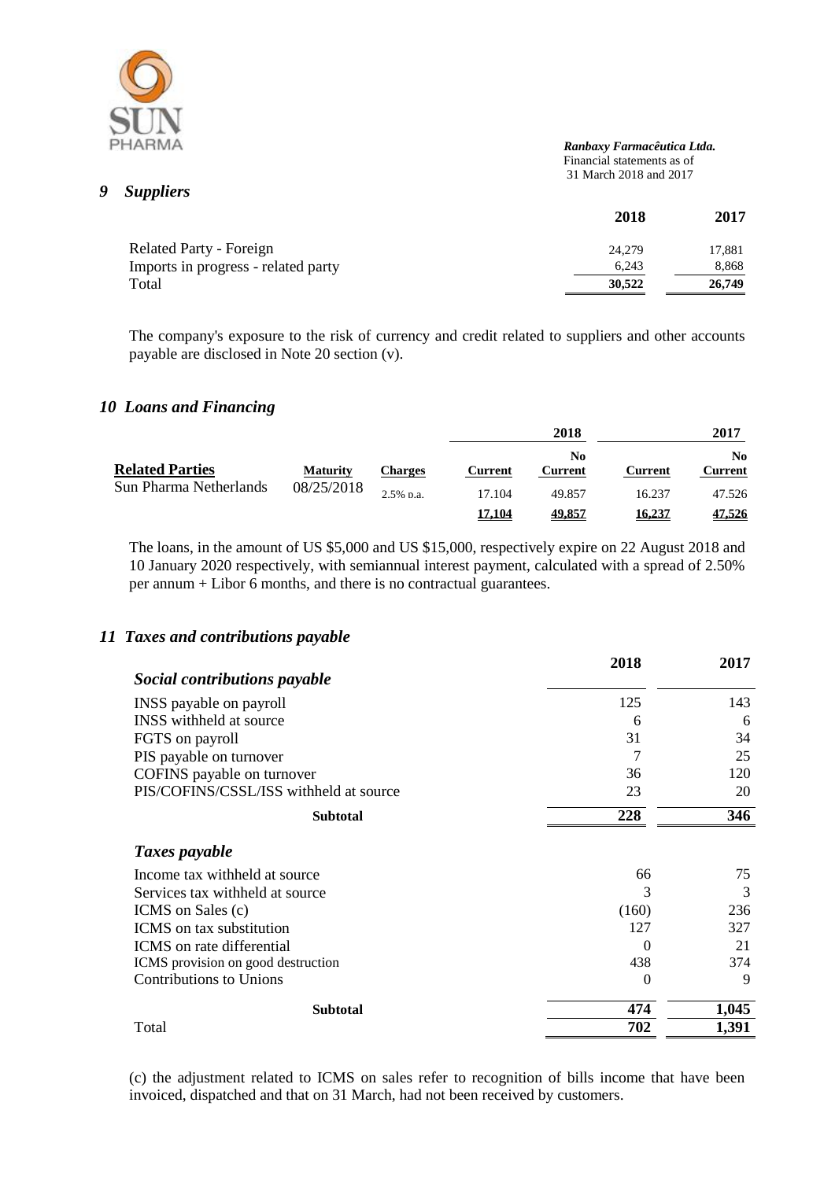*Ranbaxy Farmacêutica Ltda.*
Financial statements as of
31 March 2018 and 2017

## *9 Suppliers*

| | 2018 | 2017 |
|---|---|---|
| Related Party - Foreign | 24,279 | 17,881 |
| Imports in progress - related party | 6,243 | 8,868 |
| Total | **30,522** | **26,749** |

The company's exposure to the risk of currency and credit related to suppliers and other accounts payable are disclosed in Note 20 section (v).

## *10 Loans and Financing*

| | | | 2018 | | 2017 | |
|---|---|---|---|---|---|---|
| **Related Parties** | **Maturity** | **Charges** | **Current** | **No Current** | **Current** | **No Current** |
| Sun Pharma Netherlands | 08/25/2018 | 2.5% p.a. | 17.104 | 49.857 | 16.237 | 47.526 |
| | | | **17,104** | **49,857** | **16,237** | **47,526** |

The loans, in the amount of US $5,000 and US $15,000, respectively expire on 22 August 2018 and 10 January 2020 respectively, with semiannual interest payment, calculated with a spread of 2.50% per annum + Libor 6 months, and there is no contractual guarantees.

## *11 Taxes and contributions payable*

| | 2018 | 2017 |
|---|---|---|
| ***Social contributions payable*** | | |
| INSS payable on payroll | 125 | 143 |
| INSS withheld at source | 6 | 6 |
| FGTS on payroll | 31 | 34 |
| PIS payable on turnover | 7 | 25 |
| COFINS payable on turnover | 36 | 120 |
| PIS/COFINS/CSSL/ISS withheld at source | 23 | 20 |
| **Subtotal** | **228** | **346** |
| ***Taxes payable*** | | |
| Income tax withheld at source | 66 | 75 |
| Services tax withheld at source | 3 | 3 |
| ICMS on Sales (c) | (160) | 236 |
| ICMS on tax substitution | 127 | 327 |
| ICMS on rate differential | 0 | 21 |
| ICMS provision on good destruction | 438 | 374 |
| Contributions to Unions | 0 | 9 |
| **Subtotal** | **474** | **1,045** |
| Total | **702** | **1,391** |

(c) the adjustment related to ICMS on sales refer to recognition of bills income that have been invoiced, dispatched and that on 31 March, had not been received by customers.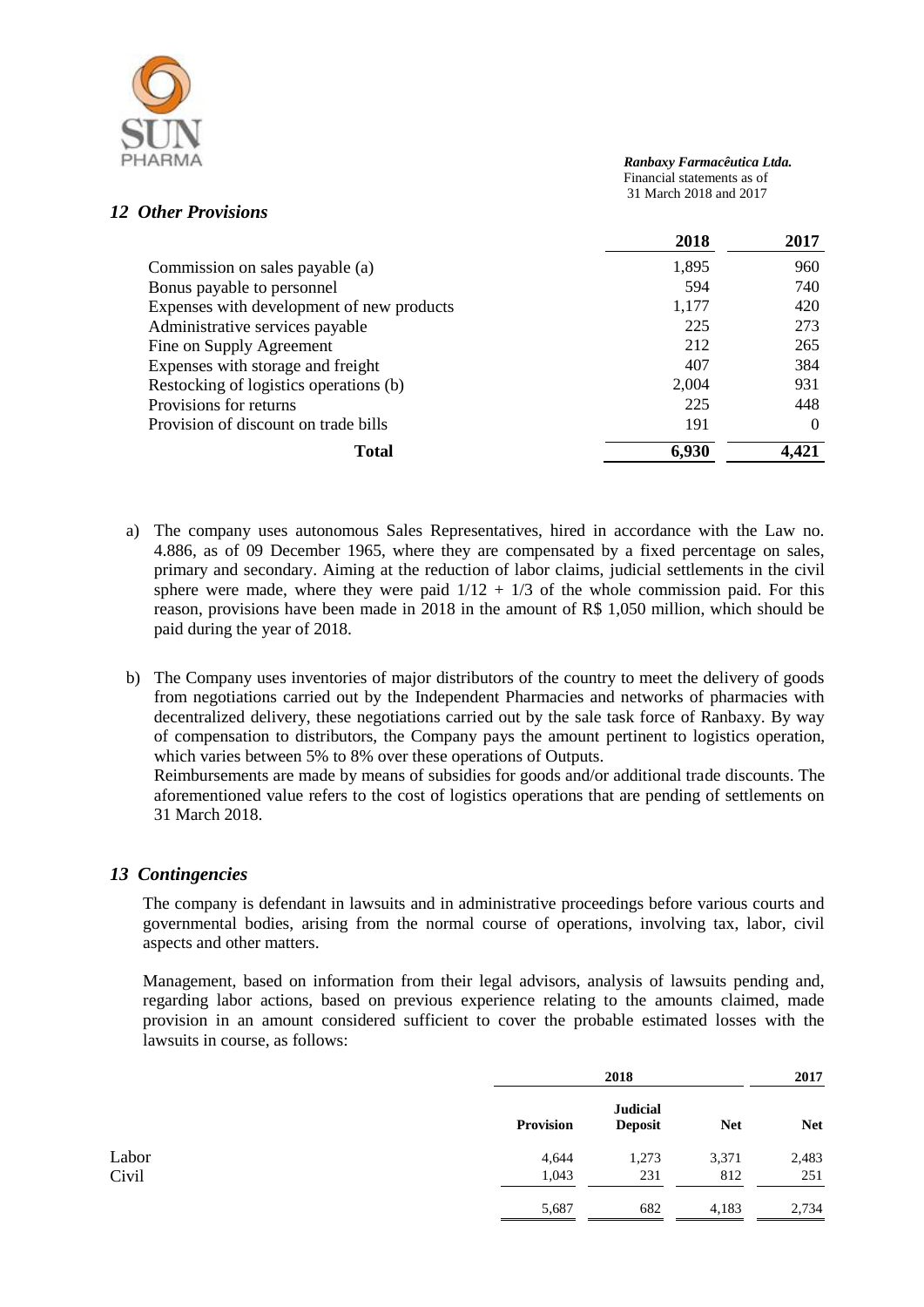## 12 Other Provisions

| | 2018 | 2017 |
|---|---|---|
| Commission on sales payable (a) | 1,895 | 960 |
| Bonus payable to personnel | 594 | 740 |
| Expenses with development of new products | 1,177 | 420 |
| Administrative services payable | 225 | 273 |
| Fine on Supply Agreement | 212 | 265 |
| Expenses with storage and freight | 407 | 384 |
| Restocking of logistics operations (b) | 2,004 | 931 |
| Provisions for returns | 225 | 448 |
| Provision of discount on trade bills | 191 | 0 |
| **Total** | **6,930** | **4,421** |

a) The company uses autonomous Sales Representatives, hired in accordance with the Law no. 4.886, as of 09 December 1965, where they are compensated by a fixed percentage on sales, primary and secondary. Aiming at the reduction of labor claims, judicial settlements in the civil sphere were made, where they were paid $1/12 + 1/3$ of the whole commission paid. For this reason, provisions have been made in 2018 in the amount of R$ 1,050 million, which should be paid during the year of 2018.

b) The Company uses inventories of major distributors of the country to meet the delivery of goods from negotiations carried out by the Independent Pharmacies and networks of pharmacies with decentralized delivery, these negotiations carried out by the sale task force of Ranbaxy. By way of compensation to distributors, the Company pays the amount pertinent to logistics operation, which varies between 5% to 8% over these operations of Outputs.
Reimbursements are made by means of subsidies for goods and/or additional trade discounts. The aforementioned value refers to the cost of logistics operations that are pending of settlements on 31 March 2018.

## 13 Contingencies

The company is defendant in lawsuits and in administrative proceedings before various courts and governmental bodies, arising from the normal course of operations, involving tax, labor, civil aspects and other matters.

Management, based on information from their legal advisors, analysis of lawsuits pending and, regarding labor actions, based on previous experience relating to the amounts claimed, made provision in an amount considered sufficient to cover the probable estimated losses with the lawsuits in course, as follows:

| | 2018 | | | 2017 |
|---|---|---|---|---|
| | **Provision** | **Judicial Deposit** | **Net** | **Net** |
| Labor | 4,644 | 1,273 | 3,371 | 2,483 |
| Civil | 1,043 | 231 | 812 | 251 |
| | 5,687 | 682 | 4,183 | 2,734 |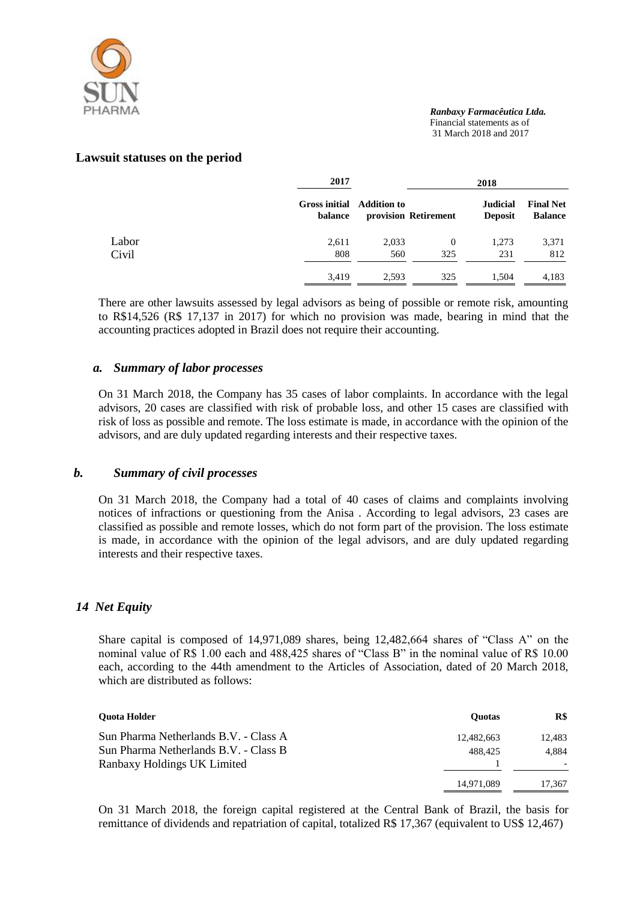## Lawsuit statuses on the period

| | 2017 | 2018 | | | |
|---|---|---|---|---|---|
| | Gross initial balance | Addition to provision | Retirement | Judicial Deposit | Final Net Balance |
| Labor | 2,611 | 2,033 | 0 | 1,273 | 3,371 |
| Civil | 808 | 560 | 325 | 231 | 812 |
| | 3,419 | 2,593 | 325 | 1,504 | 4,183 |

There are other lawsuits assessed by legal advisors as being of possible or remote risk, amounting to R$14,526 (R$ 17,137 in 2017) for which no provision was made, bearing in mind that the accounting practices adopted in Brazil does not require their accounting.

### *a. Summary of labor processes*

On 31 March 2018, the Company has 35 cases of labor complaints. In accordance with the legal advisors, 20 cases are classified with risk of probable loss, and other 15 cases are classified with risk of loss as possible and remote. The loss estimate is made, in accordance with the opinion of the advisors, and are duly updated regarding interests and their respective taxes.

### *b. Summary of civil processes*

On 31 March 2018, the Company had a total of 40 cases of claims and complaints involving notices of infractions or questioning from the Anisa . According to legal advisors, 23 cases are classified as possible and remote losses, which do not form part of the provision. The loss estimate is made, in accordance with the opinion of the legal advisors, and are duly updated regarding interests and their respective taxes.

## *14 Net Equity*

Share capital is composed of 14,971,089 shares, being 12,482,664 shares of "Class A" on the nominal value of R$ 1.00 each and 488,425 shares of "Class B" in the nominal value of R$ 10.00 each, according to the 44th amendment to the Articles of Association, dated of 20 March 2018, which are distributed as follows:

| Quota Holder | Quotas | R$ |
|---|---|---|
| Sun Pharma Netherlands B.V. - Class A | 12,482,663 | 12,483 |
| Sun Pharma Netherlands B.V. - Class B | 488,425 | 4,884 |
| Ranbaxy Holdings UK Limited | 1 | - |
| | 14,971,089 | 17,367 |

On 31 March 2018, the foreign capital registered at the Central Bank of Brazil, the basis for remittance of dividends and repatriation of capital, totalized R$ 17,367 (equivalent to US$ 12,467)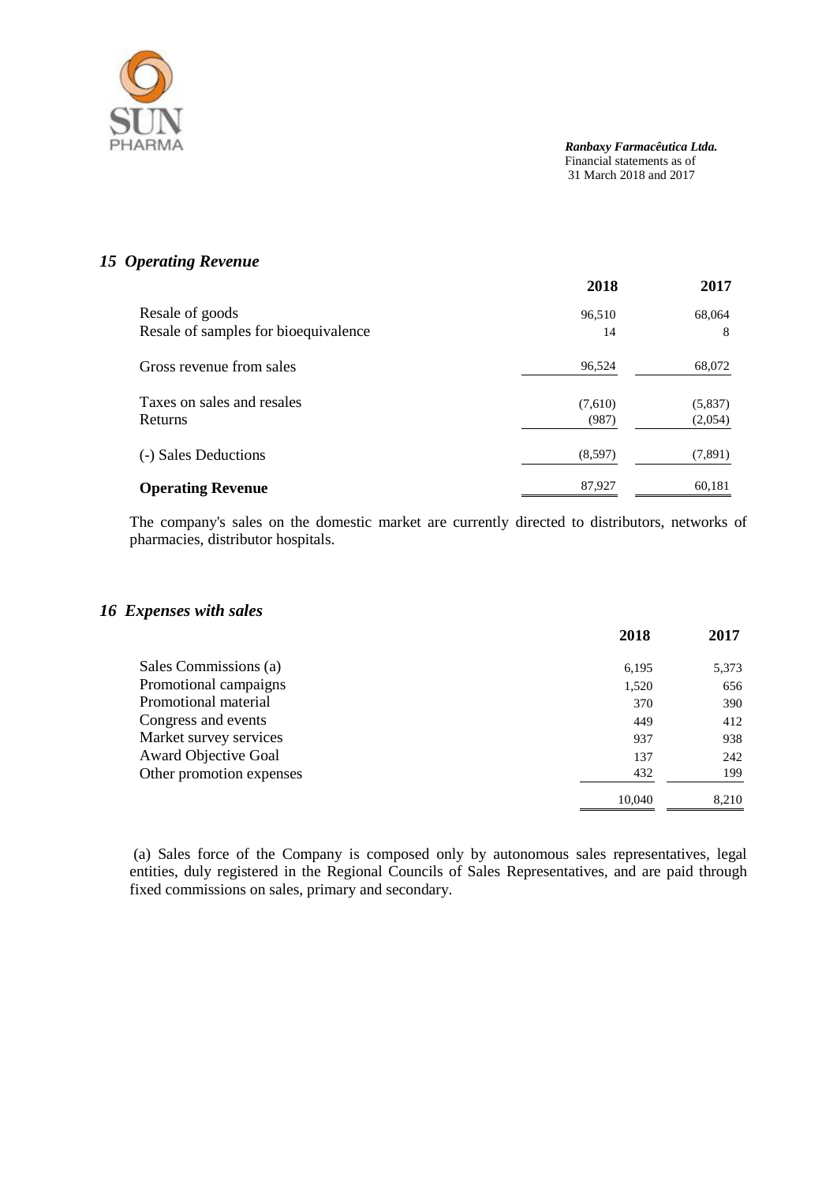### *15 Operating Revenue*

| | 2018 | 2017 |
|---|---|---|
| Resale of goods | 96,510 | 68,064 |
| Resale of samples for bioequivalence | 14 | 8 |
| Gross revenue from sales | 96,524 | 68,072 |
| Taxes on sales and resales | (7,610) | (5,837) |
| Returns | (987) | (2,054) |
| (-) Sales Deductions | (8,597) | (7,891) |
| **Operating Revenue** | 87,927 | 60,181 |

The company's sales on the domestic market are currently directed to distributors, networks of pharmacies, distributor hospitals.

### *16 Expenses with sales*

| | 2018 | 2017 |
|---|---|---|
| Sales Commissions (a) | 6,195 | 5,373 |
| Promotional campaigns | 1,520 | 656 |
| Promotional material | 370 | 390 |
| Congress and events | 449 | 412 |
| Market survey services | 937 | 938 |
| Award Objective Goal | 137 | 242 |
| Other promotion expenses | 432 | 199 |
| | 10,040 | 8,210 |

(a) Sales force of the Company is composed only by autonomous sales representatives, legal entities, duly registered in the Regional Councils of Sales Representatives, and are paid through fixed commissions on sales, primary and secondary.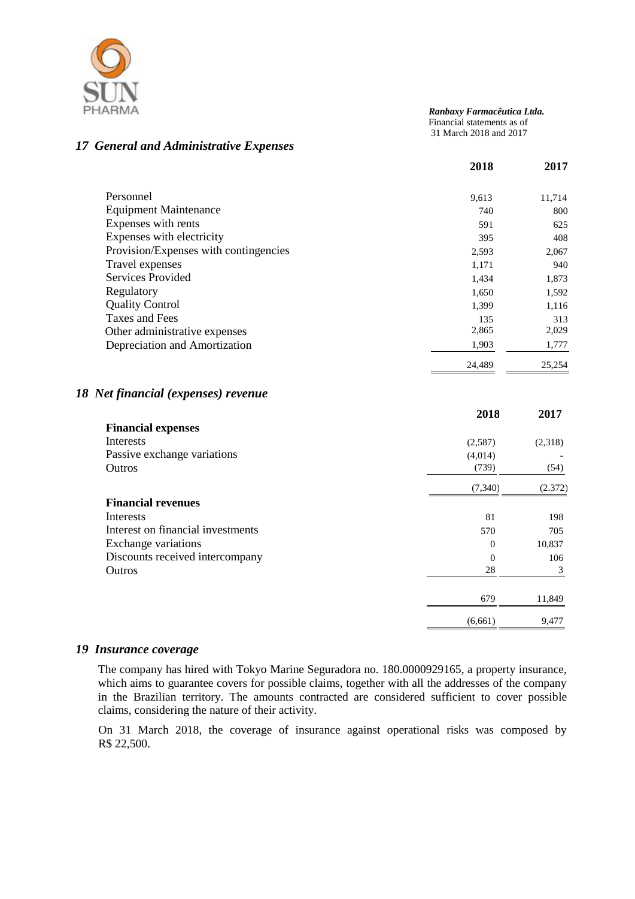## 17 General and Administrative Expenses

| | 2018 | 2017 |
|---|---|---|
| Personnel | 9,613 | 11,714 |
| Equipment Maintenance | 740 | 800 |
| Expenses with rents | 591 | 625 |
| Expenses with electricity | 395 | 408 |
| Provision/Expenses with contingencies | 2,593 | 2,067 |
| Travel expenses | 1,171 | 940 |
| Services Provided | 1,434 | 1,873 |
| Regulatory | 1,650 | 1,592 |
| Quality Control | 1,399 | 1,116 |
| Taxes and Fees | 135 | 313 |
| Other administrative expenses | 2,865 | 2,029 |
| Depreciation and Amortization | 1,903 | 1,777 |
| | 24,489 | 25,254 |

## 18 Net financial (expenses) revenue

| | 2018 | 2017 |
|---|---|---|
| **Financial expenses** | | |
| Interests | (2,587) | (2,318) |
| Passive exchange variations | (4,014) | - |
| Outros | (739) | (54) |
| | (7,340) | (2.372) |
| **Financial revenues** | | |
| Interests | 81 | 198 |
| Interest on financial investments | 570 | 705 |
| Exchange variations | 0 | 10,837 |
| Discounts received intercompany | 0 | 106 |
| Outros | 28 | 3 |
| | 679 | 11,849 |
| | (6,661) | 9,477 |

## 19 Insurance coverage

The company has hired with Tokyo Marine Seguradora no. 180.0000929165, a property insurance, which aims to guarantee covers for possible claims, together with all the addresses of the company in the Brazilian territory. The amounts contracted are considered sufficient to cover possible claims, considering the nature of their activity.

On 31 March 2018, the coverage of insurance against operational risks was composed by R$ 22,500.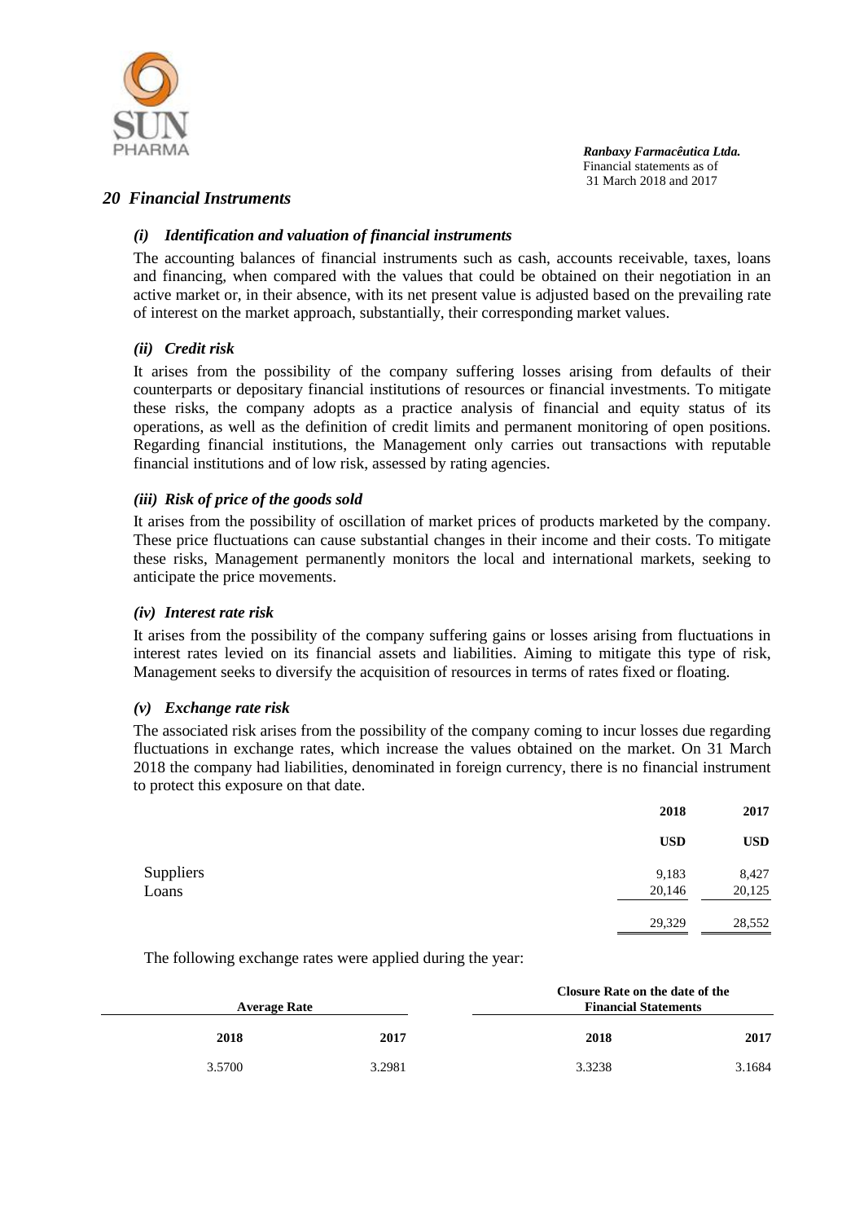## 20 Financial Instruments

### *(i) Identification and valuation of financial instruments*

The accounting balances of financial instruments such as cash, accounts receivable, taxes, loans and financing, when compared with the values that could be obtained on their negotiation in an active market or, in their absence, with its net present value is adjusted based on the prevailing rate of interest on the market approach, substantially, their corresponding market values.

### *(ii) Credit risk*

It arises from the possibility of the company suffering losses arising from defaults of their counterparts or depositary financial institutions of resources or financial investments. To mitigate these risks, the company adopts as a practice analysis of financial and equity status of its operations, as well as the definition of credit limits and permanent monitoring of open positions. Regarding financial institutions, the Management only carries out transactions with reputable financial institutions and of low risk, assessed by rating agencies.

### *(iii) Risk of price of the goods sold*

It arises from the possibility of oscillation of market prices of products marketed by the company. These price fluctuations can cause substantial changes in their income and their costs. To mitigate these risks, Management permanently monitors the local and international markets, seeking to anticipate the price movements.

### *(iv) Interest rate risk*

It arises from the possibility of the company suffering gains or losses arising from fluctuations in interest rates levied on its financial assets and liabilities. Aiming to mitigate this type of risk, Management seeks to diversify the acquisition of resources in terms of rates fixed or floating.

### *(v) Exchange rate risk*

The associated risk arises from the possibility of the company coming to incur losses due regarding fluctuations in exchange rates, which increase the values obtained on the market. On 31 March 2018 the company had liabilities, denominated in foreign currency, there is no financial instrument to protect this exposure on that date.

| | 2018 | 2017 |
|---|---|---|
| | USD | USD |
| Suppliers | 9,183 | 8,427 |
| Loans | 20,146 | 20,125 |
| | 29,329 | 28,552 |

The following exchange rates were applied during the year:

| Average Rate | | Closure Rate on the date of the Financial Statements | |
|---|---|---|---|
| 2018 | 2017 | 2018 | 2017 |
| 3.5700 | 3.2981 | 3.3238 | 3.1684 |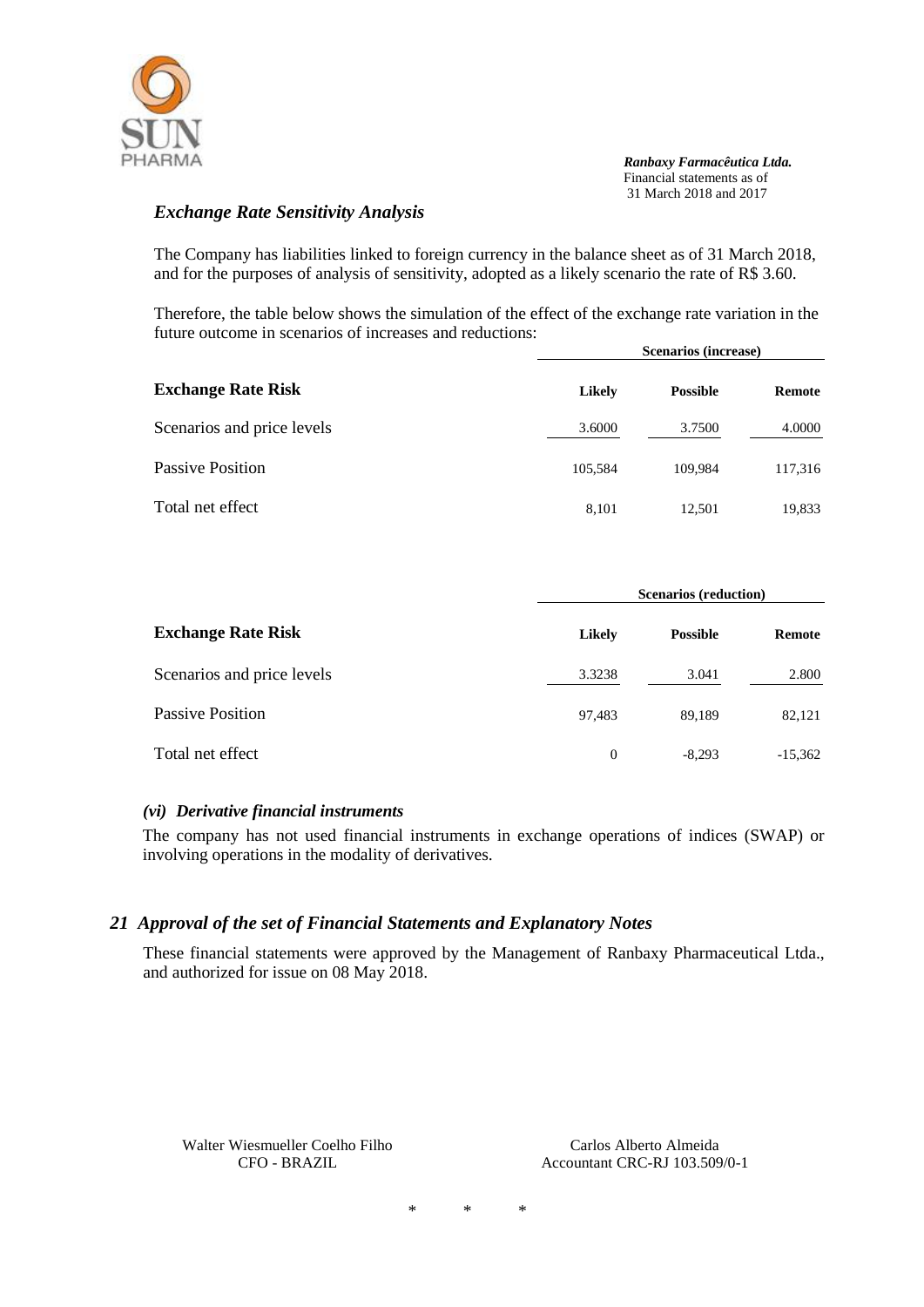## *Exchange Rate Sensitivity Analysis*

The Company has liabilities linked to foreign currency in the balance sheet as of 31 March 2018, and for the purposes of analysis of sensitivity, adopted as a likely scenario the rate of R$ 3.60.

Therefore, the table below shows the simulation of the effect of the exchange rate variation in the future outcome in scenarios of increases and reductions:

| | Scenarios (increase) | | |
|---|---|---|---|
| **Exchange Rate Risk** | **Likely** | **Possible** | **Remote** |
| Scenarios and price levels | 3.6000 | 3.7500 | 4.0000 |
| Passive Position | 105,584 | 109,984 | 117,316 |
| Total net effect | 8,101 | 12,501 | 19,833 |

| | Scenarios (reduction) | | |
|---|---|---|---|
| **Exchange Rate Risk** | **Likely** | **Possible** | **Remote** |
| Scenarios and price levels | 3.3238 | 3.041 | 2.800 |
| Passive Position | 97,483 | 89,189 | 82,121 |
| Total net effect | 0 | -8,293 | -15,362 |

### *(vi) Derivative financial instruments*

The company has not used financial instruments in exchange operations of indices (SWAP) or involving operations in the modality of derivatives.

## *21 Approval of the set of Financial Statements and Explanatory Notes*

These financial statements were approved by the Management of Ranbaxy Pharmaceutical Ltda., and authorized for issue on 08 May 2018.

Walter Wiesmueller Coelho Filho
CFO - BRAZIL

Carlos Alberto Almeida
Accountant CRC-RJ 103.509/0-1

\* \* \*